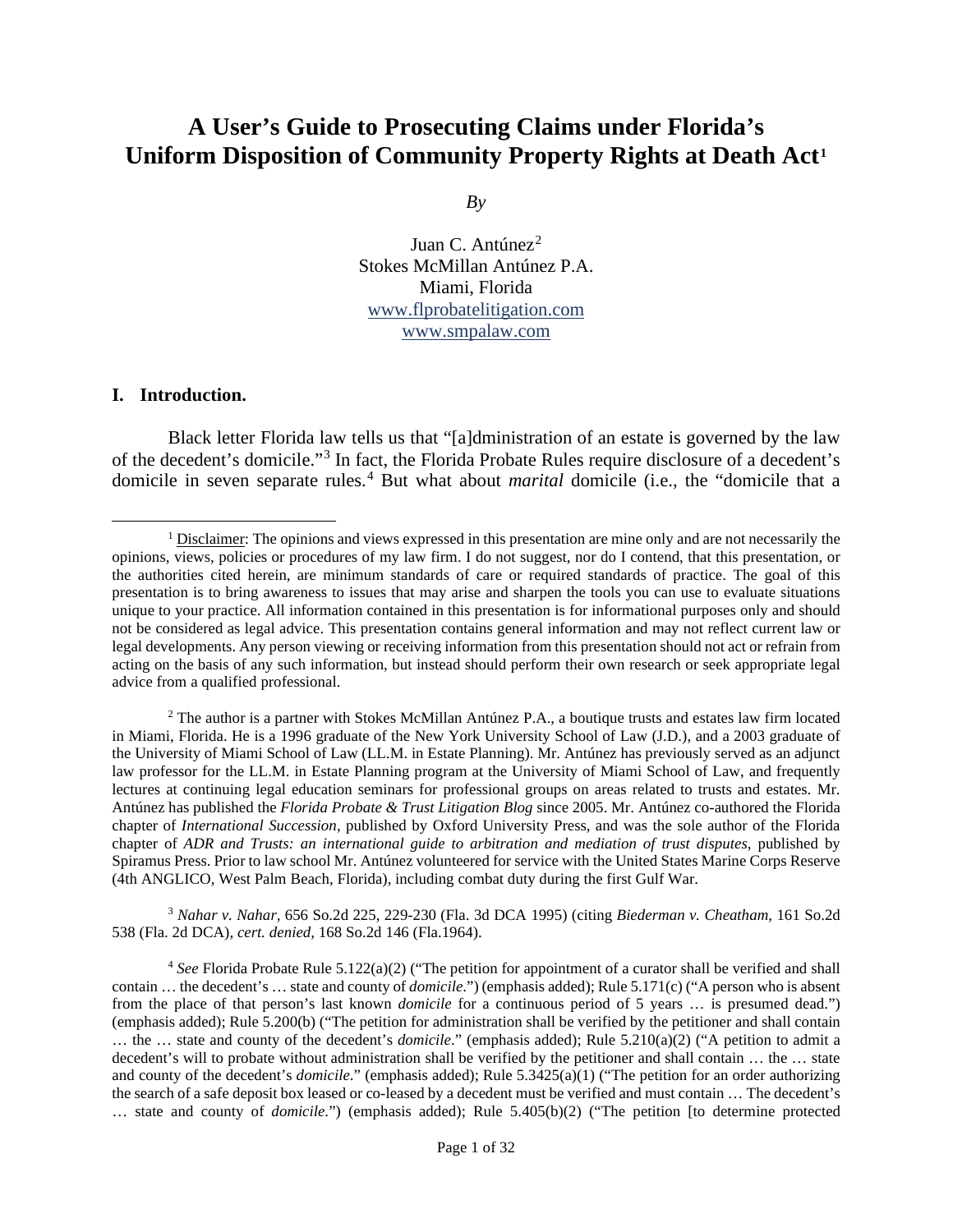# A User's Guide to Prosecuting Claims under Florida's Uniform Disposition of Community Property Rights at Death Act[1]

*By*

Juan C. Antúnez[2]
Stokes McMillan Antúnez P.A.
Miami, Florida
www.flprobatelitigation.com
www.smpalaw.com

## I. Introduction.

Black letter Florida law tells us that "[a]dministration of an estate is governed by the law of the decedent's domicile."[3] In fact, the Florida Probate Rules require disclosure of a decedent's domicile in seven separate rules.[4] But what about *marital* domicile (i.e., the "domicile that a

---

[1] Disclaimer: The opinions and views expressed in this presentation are mine only and are not necessarily the opinions, views, policies or procedures of my law firm. I do not suggest, nor do I contend, that this presentation, or the authorities cited herein, are minimum standards of care or required standards of practice. The goal of this presentation is to bring awareness to issues that may arise and sharpen the tools you can use to evaluate situations unique to your practice. All information contained in this presentation is for informational purposes only and should not be considered as legal advice. This presentation contains general information and may not reflect current law or legal developments. Any person viewing or receiving information from this presentation should not act or refrain from acting on the basis of any such information, but instead should perform their own research or seek appropriate legal advice from a qualified professional.

[2] The author is a partner with Stokes McMillan Antúnez P.A., a boutique trusts and estates law firm located in Miami, Florida. He is a 1996 graduate of the New York University School of Law (J.D.), and a 2003 graduate of the University of Miami School of Law (LL.M. in Estate Planning). Mr. Antúnez has previously served as an adjunct law professor for the LL.M. in Estate Planning program at the University of Miami School of Law, and frequently lectures at continuing legal education seminars for professional groups on areas related to trusts and estates. Mr. Antúnez has published the *Florida Probate & Trust Litigation Blog* since 2005. Mr. Antúnez co-authored the Florida chapter of *International Succession*, published by Oxford University Press, and was the sole author of the Florida chapter of *ADR and Trusts: an international guide to arbitration and mediation of trust disputes*, published by Spiramus Press. Prior to law school Mr. Antúnez volunteered for service with the United States Marine Corps Reserve (4th ANGLICO, West Palm Beach, Florida), including combat duty during the first Gulf War.

[3] *Nahar v. Nahar*, 656 So.2d 225, 229-230 (Fla. 3d DCA 1995) (citing *Biederman v. Cheatham*, 161 So.2d 538 (Fla. 2d DCA), *cert. denied*, 168 So.2d 146 (Fla.1964).

[4] *See* Florida Probate Rule 5.122(a)(2) ("The petition for appointment of a curator shall be verified and shall contain … the decedent's … state and county of *domicile*.") (emphasis added); Rule 5.171(c) ("A person who is absent from the place of that person's last known *domicile* for a continuous period of 5 years … is presumed dead.") (emphasis added); Rule 5.200(b) ("The petition for administration shall be verified by the petitioner and shall contain … the … state and county of the decedent's *domicile*." (emphasis added); Rule 5.210(a)(2) ("A petition to admit a decedent's will to probate without administration shall be verified by the petitioner and shall contain … the … state and county of the decedent's *domicile*." (emphasis added); Rule 5.3425(a)(1) ("The petition for an order authorizing the search of a safe deposit box leased or co-leased by a decedent must be verified and must contain … The decedent's … state and county of *domicile*.") (emphasis added); Rule 5.405(b)(2) ("The petition [to determine protected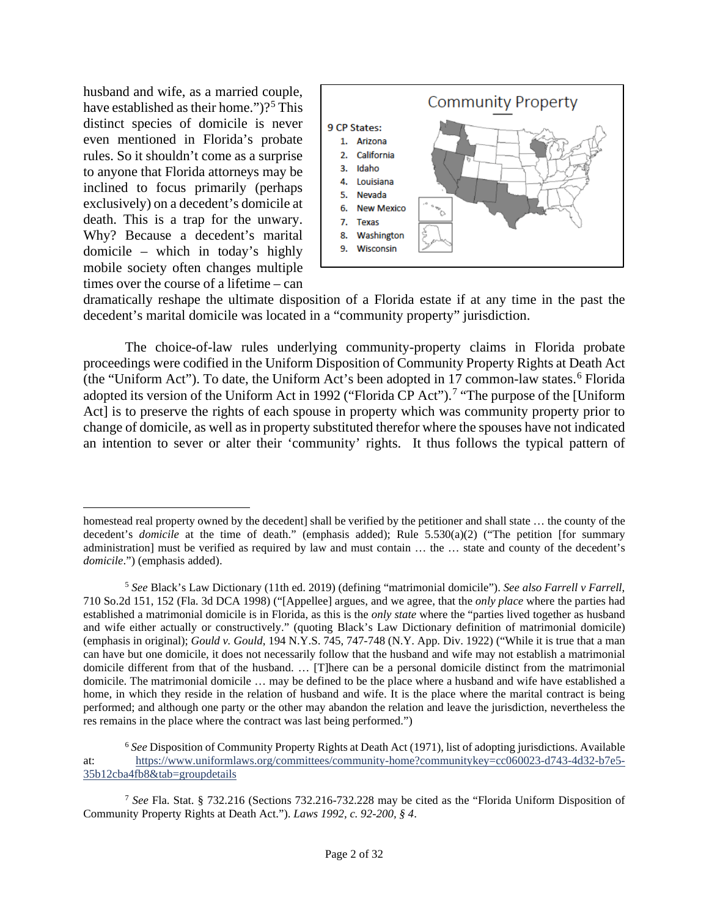husband and wife, as a married couple, have established as their home.")?[5] This distinct species of domicile is never even mentioned in Florida's probate rules. So it shouldn't come as a surprise to anyone that Florida attorneys may be inclined to focus primarily (perhaps exclusively) on a decedent's domicile at death. This is a trap for the unwary. Why? Because a decedent's marital domicile – which in today's highly mobile society often changes multiple times over the course of a lifetime – can dramatically reshape the ultimate disposition of a Florida estate if at any time in the past the decedent's marital domicile was located in a "community property" jurisdiction.

**Community Property**

9 CP States:
1. Arizona
2. California
3. Idaho
4. Louisiana
5. Nevada
6. New Mexico
7. Texas
8. Washington
9. Wisconsin

The choice-of-law rules underlying community-property claims in Florida probate proceedings were codified in the Uniform Disposition of Community Property Rights at Death Act (the "Uniform Act"). To date, the Uniform Act's been adopted in 17 common-law states.[6] Florida adopted its version of the Uniform Act in 1992 ("Florida CP Act").[7] "The purpose of the [Uniform Act] is to preserve the rights of each spouse in property which was community property prior to change of domicile, as well as in property substituted therefor where the spouses have not indicated an intention to sever or alter their 'community' rights. It thus follows the typical pattern of

---

homestead real property owned by the decedent] shall be verified by the petitioner and shall state … the county of the decedent's *domicile* at the time of death." (emphasis added); Rule 5.530(a)(2) ("The petition [for summary administration] must be verified as required by law and must contain … the … state and county of the decedent's *domicile*.") (emphasis added).

[5] *See* Black's Law Dictionary (11th ed. 2019) (defining "matrimonial domicile"). *See also Farrell v Farrell*, 710 So.2d 151, 152 (Fla. 3d DCA 1998) ("[Appellee] argues, and we agree, that the *only place* where the parties had established a matrimonial domicile is in Florida, as this is the *only state* where the "parties lived together as husband and wife either actually or constructively." (quoting Black's Law Dictionary definition of matrimonial domicile) (emphasis in original); *Gould v. Gould*, 194 N.Y.S. 745, 747-748 (N.Y. App. Div. 1922) ("While it is true that a man can have but one domicile, it does not necessarily follow that the husband and wife may not establish a matrimonial domicile different from that of the husband. … [T]here can be a personal domicile distinct from the matrimonial domicile. The matrimonial domicile … may be defined to be the place where a husband and wife have established a home, in which they reside in the relation of husband and wife. It is the place where the marital contract is being performed; and although one party or the other may abandon the relation and leave the jurisdiction, nevertheless the res remains in the place where the contract was last being performed.")

[6] *See* Disposition of Community Property Rights at Death Act (1971), list of adopting jurisdictions. Available at: https://www.uniformlaws.org/committees/community-home?communitykey=cc060023-d743-4d32-b7e5-35b12cba4fb8&tab=groupdetails

[7] *See* Fla. Stat. § 732.216 (Sections 732.216-732.228 may be cited as the "Florida Uniform Disposition of Community Property Rights at Death Act."). *Laws 1992, c. 92-200, § 4*.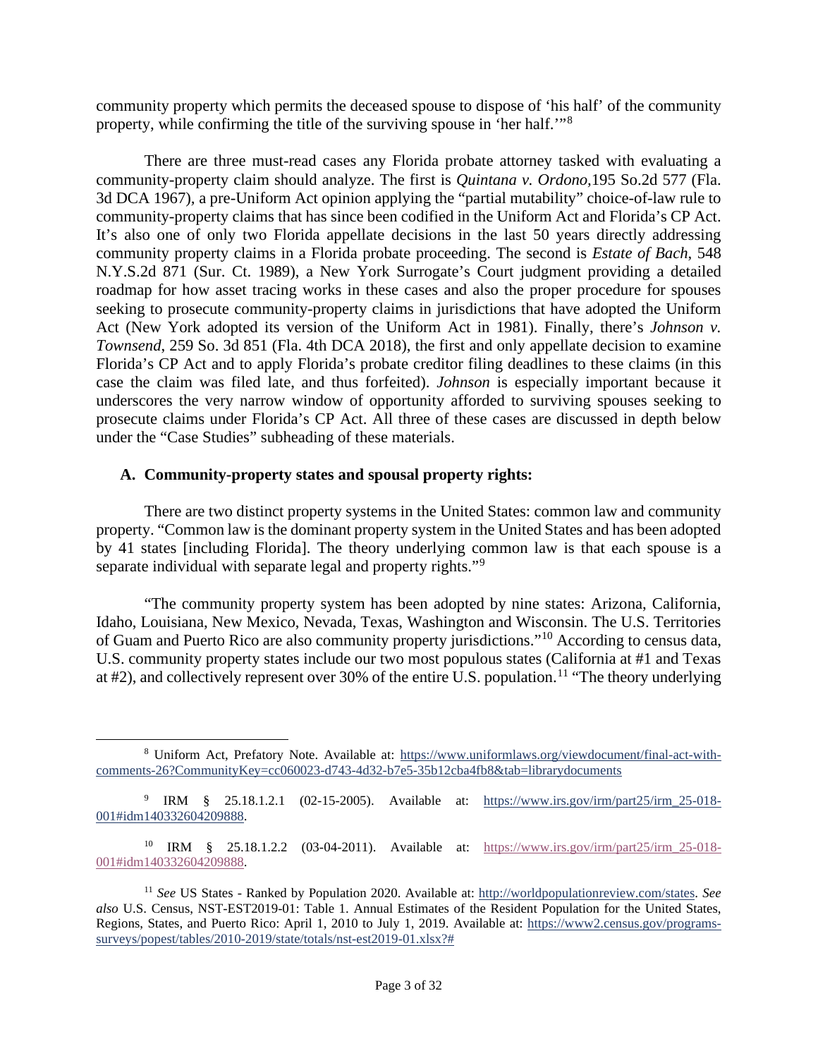community property which permits the deceased spouse to dispose of 'his half' of the community property, while confirming the title of the surviving spouse in 'her half.'"[8]

There are three must-read cases any Florida probate attorney tasked with evaluating a community-property claim should analyze. The first is *Quintana v. Ordono,*195 So.2d 577 (Fla. 3d DCA 1967), a pre-Uniform Act opinion applying the "partial mutability" choice-of-law rule to community-property claims that has since been codified in the Uniform Act and Florida's CP Act. It's also one of only two Florida appellate decisions in the last 50 years directly addressing community property claims in a Florida probate proceeding. The second is *Estate of Bach*, 548 N.Y.S.2d 871 (Sur. Ct. 1989), a New York Surrogate's Court judgment providing a detailed roadmap for how asset tracing works in these cases and also the proper procedure for spouses seeking to prosecute community-property claims in jurisdictions that have adopted the Uniform Act (New York adopted its version of the Uniform Act in 1981). Finally, there's *Johnson v. Townsend*, 259 So. 3d 851 (Fla. 4th DCA 2018), the first and only appellate decision to examine Florida's CP Act and to apply Florida's probate creditor filing deadlines to these claims (in this case the claim was filed late, and thus forfeited). *Johnson* is especially important because it underscores the very narrow window of opportunity afforded to surviving spouses seeking to prosecute claims under Florida's CP Act. All three of these cases are discussed in depth below under the "Case Studies" subheading of these materials.

### A. Community-property states and spousal property rights:

There are two distinct property systems in the United States: common law and community property. "Common law is the dominant property system in the United States and has been adopted by 41 states [including Florida]. The theory underlying common law is that each spouse is a separate individual with separate legal and property rights."[9]

"The community property system has been adopted by nine states: Arizona, California, Idaho, Louisiana, New Mexico, Nevada, Texas, Washington and Wisconsin. The U.S. Territories of Guam and Puerto Rico are also community property jurisdictions."[10] According to census data, U.S. community property states include our two most populous states (California at #1 and Texas at #2), and collectively represent over 30% of the entire U.S. population.[11] "The theory underlying

---

[8] Uniform Act, Prefatory Note. Available at: https://www.uniformlaws.org/viewdocument/final-act-with-comments-26?CommunityKey=cc060023-d743-4d32-b7e5-35b12cba4fb8&tab=librarydocuments

[9] IRM § 25.18.1.2.1 (02-15-2005). Available at: https://www.irs.gov/irm/part25/irm_25-018-001#idm140332604209888.

[10] IRM § 25.18.1.2.2 (03-04-2011). Available at: https://www.irs.gov/irm/part25/irm_25-018-001#idm140332604209888.

[11] *See* US States - Ranked by Population 2020. Available at: http://worldpopulationreview.com/states. *See also* U.S. Census, NST-EST2019-01: Table 1. Annual Estimates of the Resident Population for the United States, Regions, States, and Puerto Rico: April 1, 2010 to July 1, 2019. Available at: https://www2.census.gov/programs-surveys/popest/tables/2010-2019/state/totals/nst-est2019-01.xlsx?#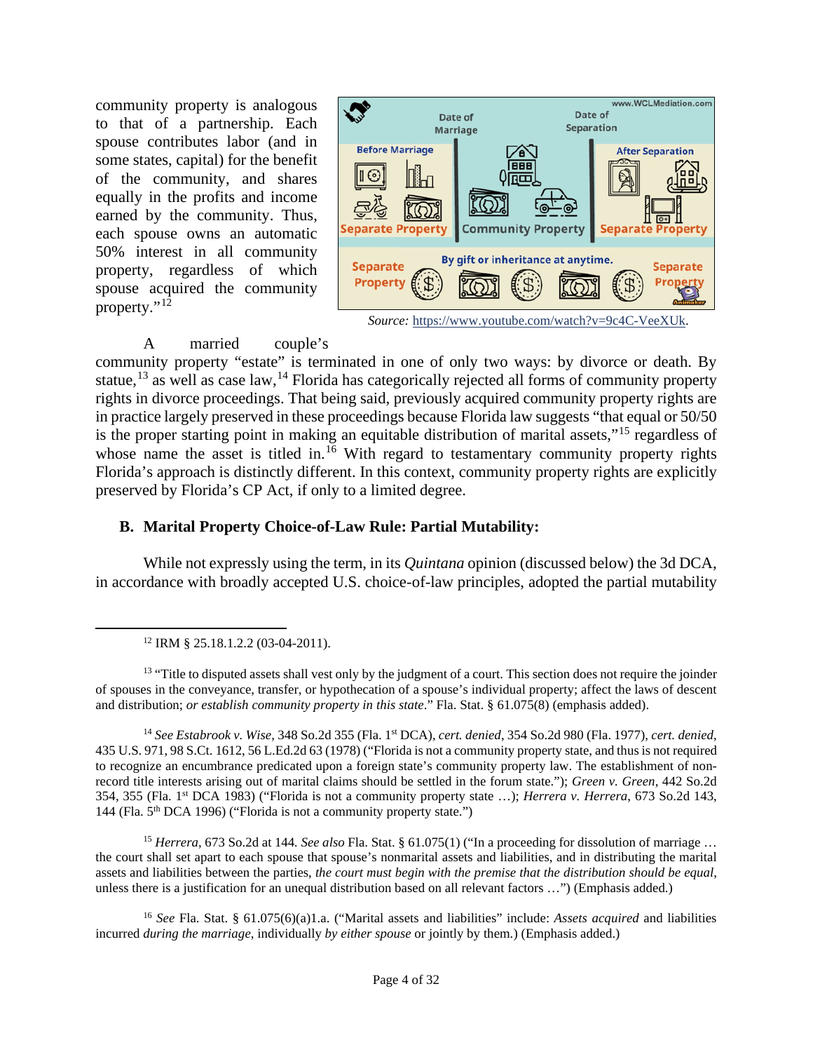community property is analogous to that of a partnership. Each spouse contributes labor (and in some states, capital) for the benefit of the community, and shares equally in the profits and income earned by the community. Thus, each spouse owns an automatic 50% interest in all community property, regardless of which spouse acquired the community property."[12]

*Source:* https://www.youtube.com/watch?v=9c4C-VeeXUk.

A married couple's community property "estate" is terminated in one of only two ways: by divorce or death. By statue,[13] as well as case law,[14] Florida has categorically rejected all forms of community property rights in divorce proceedings. That being said, previously acquired community property rights are in practice largely preserved in these proceedings because Florida law suggests "that equal or 50/50 is the proper starting point in making an equitable distribution of marital assets,"[15] regardless of whose name the asset is titled in.[16] With regard to testamentary community property rights Florida's approach is distinctly different. In this context, community property rights are explicitly preserved by Florida's CP Act, if only to a limited degree.

### B. Marital Property Choice-of-Law Rule: Partial Mutability:

While not expressly using the term, in its *Quintana* opinion (discussed below) the 3d DCA, in accordance with broadly accepted U.S. choice-of-law principles, adopted the partial mutability

---

[12] IRM § 25.18.1.2.2 (03-04-2011).

[13] "Title to disputed assets shall vest only by the judgment of a court. This section does not require the joinder of spouses in the conveyance, transfer, or hypothecation of a spouse's individual property; affect the laws of descent and distribution; *or establish community property in this state*." Fla. Stat. § 61.075(8) (emphasis added).

[14] *See Estabrook v. Wise*, 348 So.2d 355 (Fla. 1st DCA), *cert. denied*, 354 So.2d 980 (Fla. 1977), *cert. denied*, 435 U.S. 971, 98 S.Ct. 1612, 56 L.Ed.2d 63 (1978) ("Florida is not a community property state, and thus is not required to recognize an encumbrance predicated upon a foreign state's community property law. The establishment of non-record title interests arising out of marital claims should be settled in the forum state."); *Green v. Green*, 442 So.2d 354, 355 (Fla. 1st DCA 1983) ("Florida is not a community property state …); *Herrera v. Herrera*, 673 So.2d 143, 144 (Fla. 5th DCA 1996) ("Florida is not a community property state.")

[15] *Herrera*, 673 So.2d at 144. *See also* Fla. Stat. § 61.075(1) ("In a proceeding for dissolution of marriage … the court shall set apart to each spouse that spouse's nonmarital assets and liabilities, and in distributing the marital assets and liabilities between the parties, *the court must begin with the premise that the distribution should be equal*, unless there is a justification for an unequal distribution based on all relevant factors …") (Emphasis added.)

[16] *See* Fla. Stat. § 61.075(6)(a)1.a. ("Marital assets and liabilities" include: *Assets acquired* and liabilities incurred *during the marriage*, individually *by either spouse* or jointly by them.) (Emphasis added.)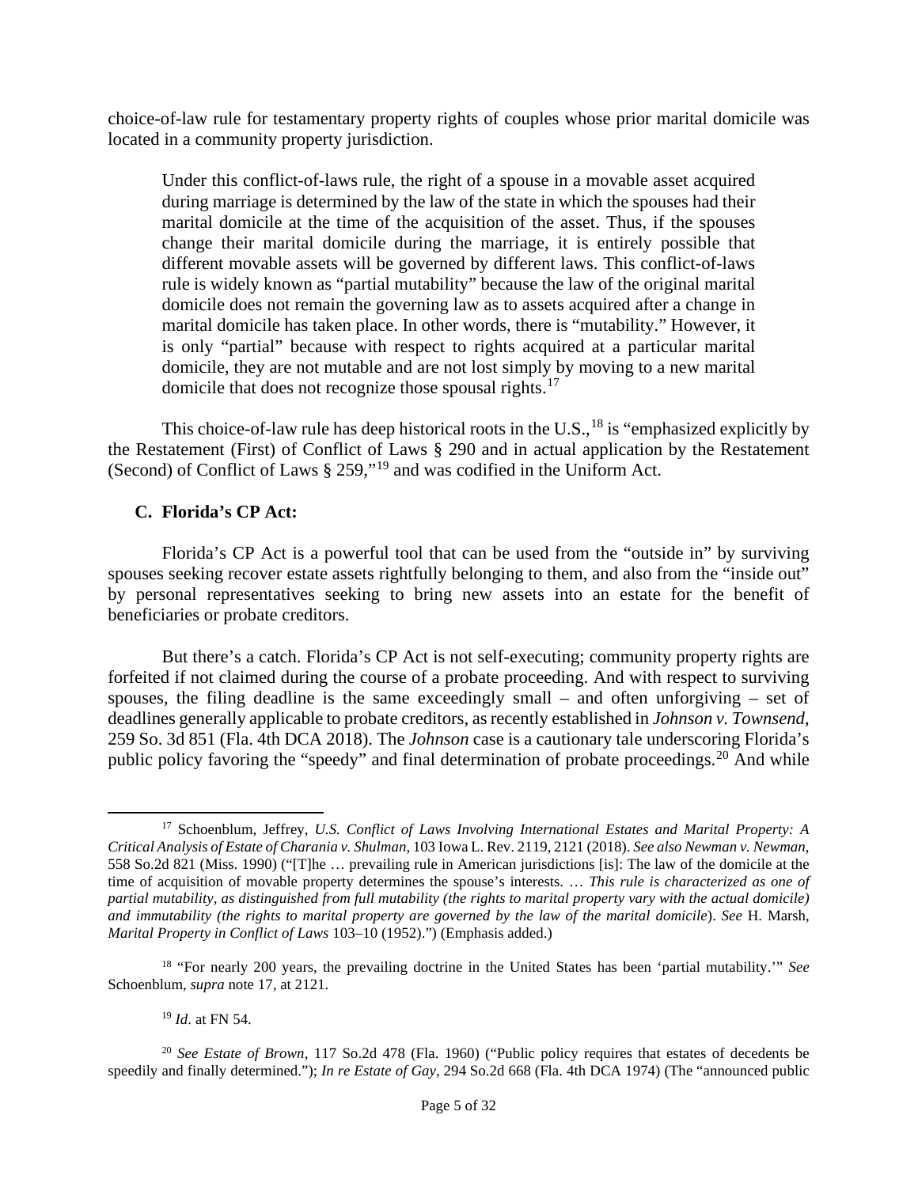choice-of-law rule for testamentary property rights of couples whose prior marital domicile was located in a community property jurisdiction.

> Under this conflict-of-laws rule, the right of a spouse in a movable asset acquired during marriage is determined by the law of the state in which the spouses had their marital domicile at the time of the acquisition of the asset. Thus, if the spouses change their marital domicile during the marriage, it is entirely possible that different movable assets will be governed by different laws. This conflict-of-laws rule is widely known as "partial mutability" because the law of the original marital domicile does not remain the governing law as to assets acquired after a change in marital domicile has taken place. In other words, there is "mutability." However, it is only "partial" because with respect to rights acquired at a particular marital domicile, they are not mutable and are not lost simply by moving to a new marital domicile that does not recognize those spousal rights.[17]

This choice-of-law rule has deep historical roots in the U.S.,[18] is "emphasized explicitly by the Restatement (First) of Conflict of Laws § 290 and in actual application by the Restatement (Second) of Conflict of Laws § 259,"[19] and was codified in the Uniform Act.

### C. Florida's CP Act:

Florida's CP Act is a powerful tool that can be used from the "outside in" by surviving spouses seeking recover estate assets rightfully belonging to them, and also from the "inside out" by personal representatives seeking to bring new assets into an estate for the benefit of beneficiaries or probate creditors.

But there's a catch. Florida's CP Act is not self-executing; community property rights are forfeited if not claimed during the course of a probate proceeding. And with respect to surviving spouses, the filing deadline is the same exceedingly small – and often unforgiving – set of deadlines generally applicable to probate creditors, as recently established in *Johnson v. Townsend*, 259 So. 3d 851 (Fla. 4th DCA 2018). The *Johnson* case is a cautionary tale underscoring Florida's public policy favoring the "speedy" and final determination of probate proceedings.[20] And while

---

[17] Schoenblum, Jeffrey, *U.S. Conflict of Laws Involving International Estates and Marital Property: A Critical Analysis of Estate of Charania v. Shulman*, 103 Iowa L. Rev. 2119, 2121 (2018). *See also Newman v. Newman*, 558 So.2d 821 (Miss. 1990) ("[T]he … prevailing rule in American jurisdictions [is]: The law of the domicile at the time of acquisition of movable property determines the spouse's interests. … *This rule is characterized as one of partial mutability, as distinguished from full mutability (the rights to marital property vary with the actual domicile) and immutability (the rights to marital property are governed by the law of the marital domicile)*. *See* H. Marsh, *Marital Property in Conflict of Laws* 103–10 (1952).") (Emphasis added.)

[18] "For nearly 200 years, the prevailing doctrine in the United States has been 'partial mutability.'" *See* Schoenblum, *supra* note 17, at 2121.

[19] *Id*. at FN 54.

[20] *See Estate of Brown*, 117 So.2d 478 (Fla. 1960) ("Public policy requires that estates of decedents be speedily and finally determined."); *In re Estate of Gay*, 294 So.2d 668 (Fla. 4th DCA 1974) (The "announced public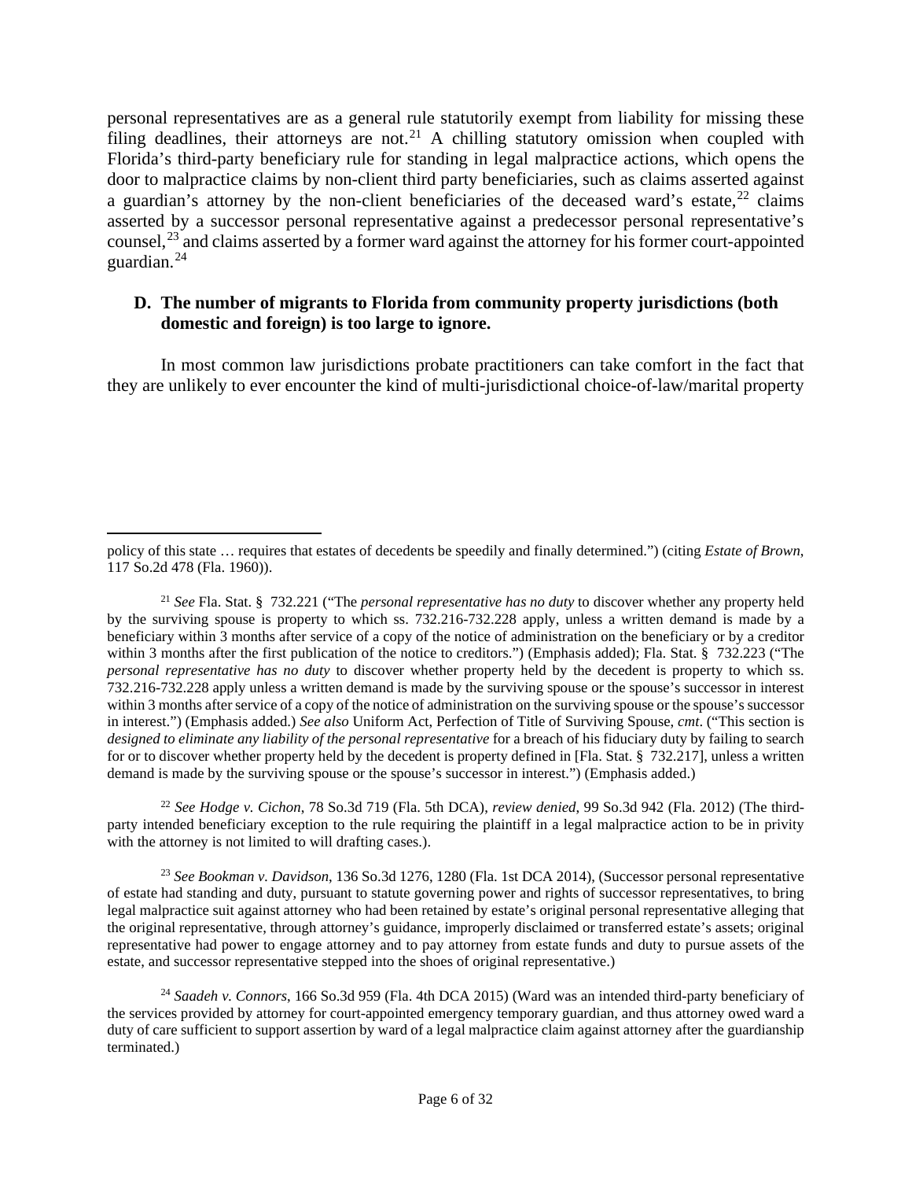personal representatives are as a general rule statutorily exempt from liability for missing these filing deadlines, their attorneys are not.[21] A chilling statutory omission when coupled with Florida's third-party beneficiary rule for standing in legal malpractice actions, which opens the door to malpractice claims by non-client third party beneficiaries, such as claims asserted against a guardian's attorney by the non-client beneficiaries of the deceased ward's estate,[22] claims asserted by a successor personal representative against a predecessor personal representative's counsel,[23] and claims asserted by a former ward against the attorney for his former court-appointed guardian.[24]

**D. The number of migrants to Florida from community property jurisdictions (both domestic and foreign) is too large to ignore.**

In most common law jurisdictions probate practitioners can take comfort in the fact that they are unlikely to ever encounter the kind of multi-jurisdictional choice-of-law/marital property

---

policy of this state … requires that estates of decedents be speedily and finally determined.") (citing *Estate of Brown*, 117 So.2d 478 (Fla. 1960)).

[21] *See* Fla. Stat. § 732.221 ("The *personal representative has no duty* to discover whether any property held by the surviving spouse is property to which ss. 732.216-732.228 apply, unless a written demand is made by a beneficiary within 3 months after service of a copy of the notice of administration on the beneficiary or by a creditor within 3 months after the first publication of the notice to creditors.") (Emphasis added); Fla. Stat. § 732.223 ("The *personal representative has no duty* to discover whether property held by the decedent is property to which ss. 732.216-732.228 apply unless a written demand is made by the surviving spouse or the spouse's successor in interest within 3 months after service of a copy of the notice of administration on the surviving spouse or the spouse's successor in interest.") (Emphasis added.) *See also* Uniform Act, Perfection of Title of Surviving Spouse, *cmt*. ("This section is *designed to eliminate any liability of the personal representative* for a breach of his fiduciary duty by failing to search for or to discover whether property held by the decedent is property defined in [Fla. Stat. § 732.217], unless a written demand is made by the surviving spouse or the spouse's successor in interest.") (Emphasis added.)

[22] *See Hodge v. Cichon*, 78 So.3d 719 (Fla. 5th DCA), *review denied*, 99 So.3d 942 (Fla. 2012) (The third-party intended beneficiary exception to the rule requiring the plaintiff in a legal malpractice action to be in privity with the attorney is not limited to will drafting cases.).

[23] *See Bookman v. Davidson*, 136 So.3d 1276, 1280 (Fla. 1st DCA 2014), (Successor personal representative of estate had standing and duty, pursuant to statute governing power and rights of successor representatives, to bring legal malpractice suit against attorney who had been retained by estate's original personal representative alleging that the original representative, through attorney's guidance, improperly disclaimed or transferred estate's assets; original representative had power to engage attorney and to pay attorney from estate funds and duty to pursue assets of the estate, and successor representative stepped into the shoes of original representative.)

[24] *Saadeh v. Connors*, 166 So.3d 959 (Fla. 4th DCA 2015) (Ward was an intended third-party beneficiary of the services provided by attorney for court-appointed emergency temporary guardian, and thus attorney owed ward a duty of care sufficient to support assertion by ward of a legal malpractice claim against attorney after the guardianship terminated.)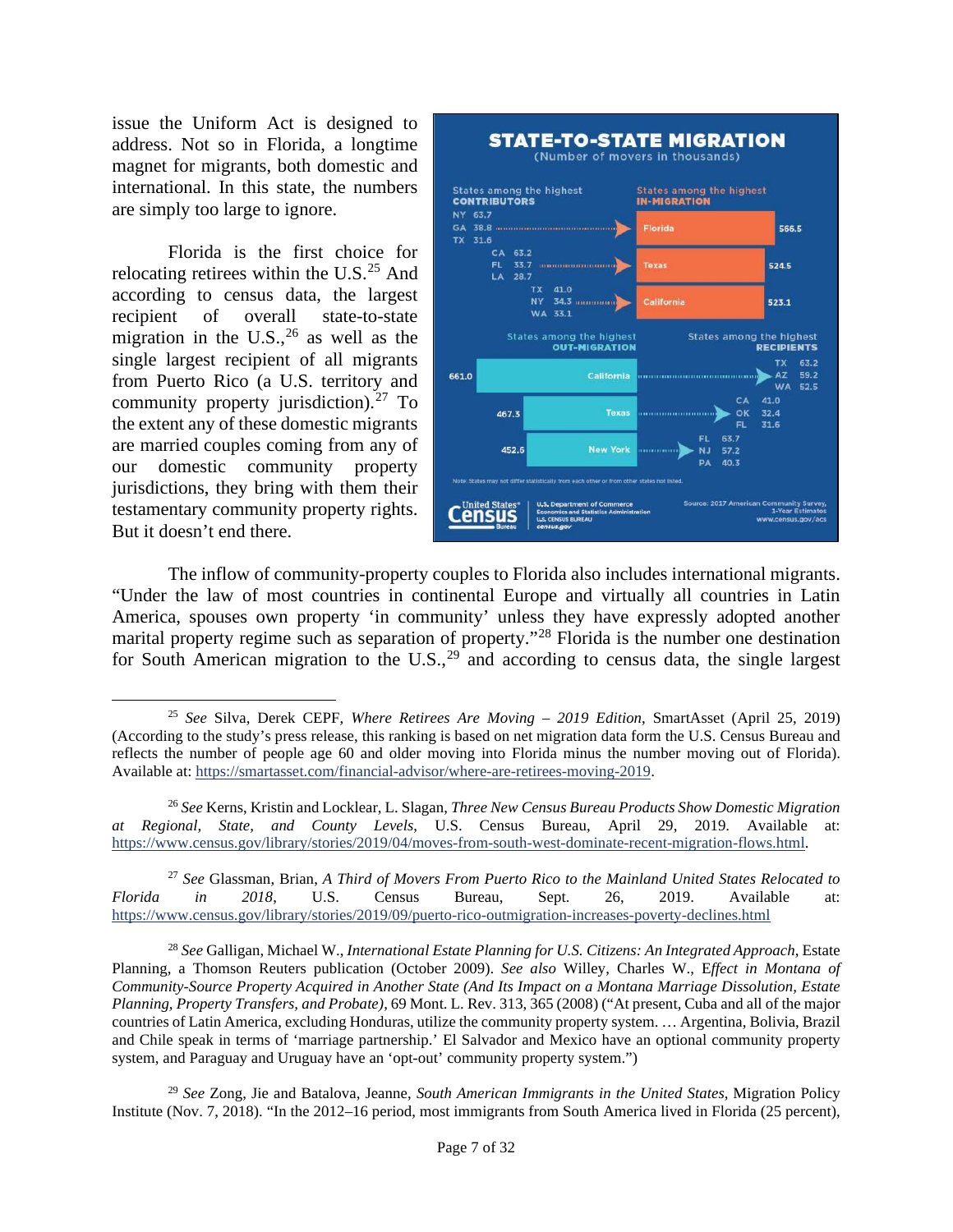issue the Uniform Act is designed to address. Not so in Florida, a longtime magnet for migrants, both domestic and international. In this state, the numbers are simply too large to ignore.

Florida is the first choice for relocating retirees within the U.S.[25] And according to census data, the largest recipient of overall state-to-state migration in the U.S.,[26] as well as the single largest recipient of all migrants from Puerto Rico (a U.S. territory and community property jurisdiction).[27] To the extent any of these domestic migrants are married couples coming from any of our domestic community property jurisdictions, they bring with them their testamentary community property rights. But it doesn't end there.

The inflow of community-property couples to Florida also includes international migrants. "Under the law of most countries in continental Europe and virtually all countries in Latin America, spouses own property 'in community' unless they have expressly adopted another marital property regime such as separation of property."[28] Florida is the number one destination for South American migration to the U.S.,[29] and according to census data, the single largest

---

[25] *See* Silva, Derek CEPF, *Where Retirees Are Moving – 2019 Edition*, SmartAsset (April 25, 2019) (According to the study's press release, this ranking is based on net migration data form the U.S. Census Bureau and reflects the number of people age 60 and older moving into Florida minus the number moving out of Florida). Available at: https://smartasset.com/financial-advisor/where-are-retirees-moving-2019.

[26] *See* Kerns, Kristin and Locklear, L. Slagan, *Three New Census Bureau Products Show Domestic Migration at Regional, State, and County Levels*, U.S. Census Bureau, April 29, 2019. Available at: https://www.census.gov/library/stories/2019/04/moves-from-south-west-dominate-recent-migration-flows.html.

[27] *See* Glassman, Brian, *A Third of Movers From Puerto Rico to the Mainland United States Relocated to Florida in 2018*, U.S. Census Bureau, Sept. 26, 2019. Available at: https://www.census.gov/library/stories/2019/09/puerto-rico-outmigration-increases-poverty-declines.html

[28] *See* Galligan, Michael W., *International Estate Planning for U.S. Citizens: An Integrated Approach*, Estate Planning, a Thomson Reuters publication (October 2009). *See also* Willey, Charles W., *Effect in Montana of Community-Source Property Acquired in Another State (And Its Impact on a Montana Marriage Dissolution, Estate Planning, Property Transfers, and Probate)*, 69 Mont. L. Rev. 313, 365 (2008) ("At present, Cuba and all of the major countries of Latin America, excluding Honduras, utilize the community property system. … Argentina, Bolivia, Brazil and Chile speak in terms of 'marriage partnership.' El Salvador and Mexico have an optional community property system, and Paraguay and Uruguay have an 'opt-out' community property system.")

[29] *See* Zong, Jie and Batalova, Jeanne, *South American Immigrants in the United States*, Migration Policy Institute (Nov. 7, 2018). "In the 2012–16 period, most immigrants from South America lived in Florida (25 percent),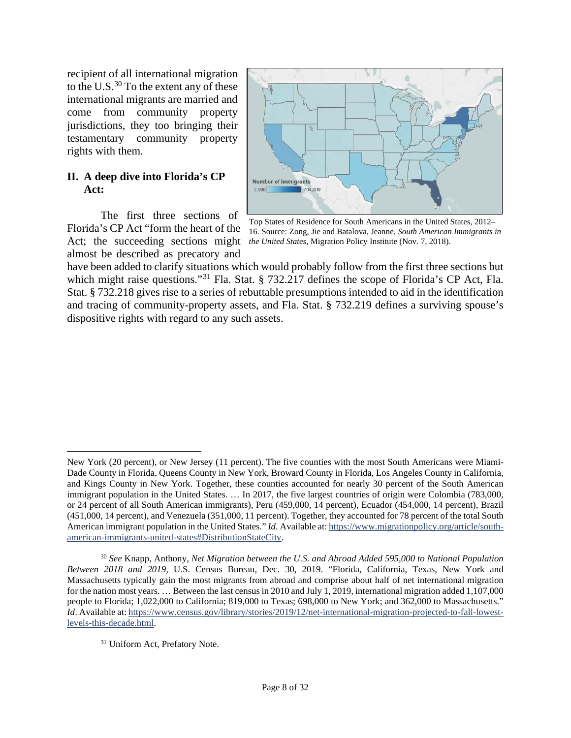recipient of all international migration to the U.S.[30] To the extent any of these international migrants are married and come from community property jurisdictions, they too bringing their testamentary community property rights with them.

## II. A deep dive into Florida's CP Act:

Top States of Residence for South Americans in the United States, 2012–16. Source: Zong, Jie and Batalova, Jeanne, *South American Immigrants in the United States*, Migration Policy Institute (Nov. 7, 2018).

The first three sections of Florida's CP Act "form the heart of the Act; the succeeding sections might almost be described as precatory and have been added to clarify situations which would probably follow from the first three sections but which might raise questions."[31] Fla. Stat. § 732.217 defines the scope of Florida's CP Act, Fla. Stat. § 732.218 gives rise to a series of rebuttable presumptions intended to aid in the identification and tracing of community-property assets, and Fla. Stat. § 732.219 defines a surviving spouse's dispositive rights with regard to any such assets.

---

New York (20 percent), or New Jersey (11 percent). The five counties with the most South Americans were Miami-Dade County in Florida, Queens County in New York, Broward County in Florida, Los Angeles County in California, and Kings County in New York. Together, these counties accounted for nearly 30 percent of the South American immigrant population in the United States. … In 2017, the five largest countries of origin were Colombia (783,000, or 24 percent of all South American immigrants), Peru (459,000, 14 percent), Ecuador (454,000, 14 percent), Brazil (451,000, 14 percent), and Venezuela (351,000, 11 percent). Together, they accounted for 78 percent of the total South American immigrant population in the United States." *Id*. Available at: https://www.migrationpolicy.org/article/south-american-immigrants-united-states#DistributionStateCity.

[30] *See* Knapp, Anthony, *Net Migration between the U.S. and Abroad Added 595,000 to National Population Between 2018 and 2019*, U.S. Census Bureau, Dec. 30, 2019. "Florida, California, Texas, New York and Massachusetts typically gain the most migrants from abroad and comprise about half of net international migration for the nation most years. … Between the last census in 2010 and July 1, 2019, international migration added 1,107,000 people to Florida; 1,022,000 to California; 819,000 to Texas; 698,000 to New York; and 362,000 to Massachusetts." *Id*. Available at: https://www.census.gov/library/stories/2019/12/net-international-migration-projected-to-fall-lowest-levels-this-decade.html.

[31] Uniform Act, Prefatory Note.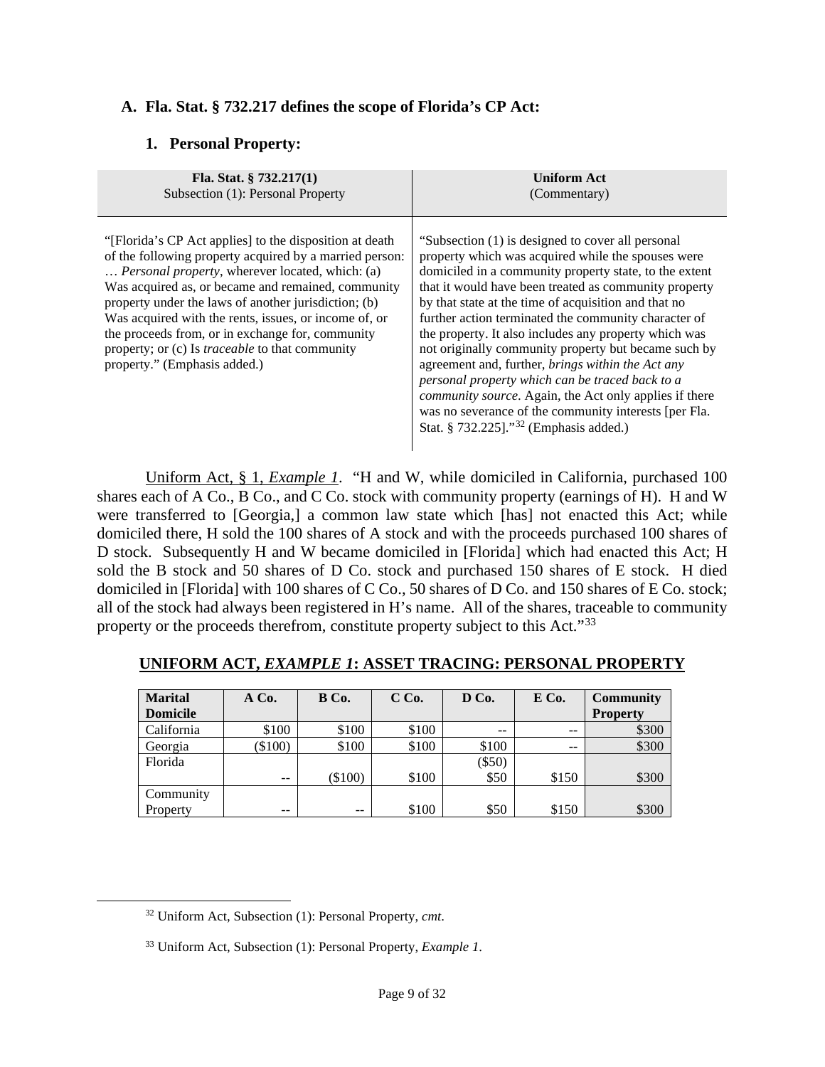## A. Fla. Stat. § 732.217 defines the scope of Florida's CP Act:

### 1. Personal Property:

| **Fla. Stat. § 732.217(1)**<br>Subsection (1): Personal Property | **Uniform Act**<br>(Commentary) |
|---|---|
| "[Florida's CP Act applies] to the disposition at death of the following property acquired by a married person: … *Personal property*, wherever located, which: (a) Was acquired as, or became and remained, community property under the laws of another jurisdiction; (b) Was acquired with the rents, issues, or income of, or the proceeds from, or in exchange for, community property; or (c) Is *traceable* to that community property." (Emphasis added.) | "Subsection (1) is designed to cover all personal property which was acquired while the spouses were domiciled in a community property state, to the extent that it would have been treated as community property by that state at the time of acquisition and that no further action terminated the community character of the property. It also includes any property which was not originally community property but became such by agreement and, further, *brings within the Act any personal property which can be traced back to a community source.* Again, the Act only applies if there was no severance of the community interests [per Fla. Stat. § 732.225]."[32] (Emphasis added.) |

Uniform Act, § 1, *Example 1*. "H and W, while domiciled in California, purchased 100 shares each of A Co., B Co., and C Co. stock with community property (earnings of H). H and W were transferred to [Georgia,] a common law state which [has] not enacted this Act; while domiciled there, H sold the 100 shares of A stock and with the proceeds purchased 100 shares of D stock. Subsequently H and W became domiciled in [Florida] which had enacted this Act; H sold the B stock and 50 shares of D Co. stock and purchased 150 shares of E stock. H died domiciled in [Florida] with 100 shares of C Co., 50 shares of D Co. and 150 shares of E Co. stock; all of the stock had always been registered in H's name. All of the shares, traceable to community property or the proceeds therefrom, constitute property subject to this Act."[33]

**UNIFORM ACT, *EXAMPLE 1*: ASSET TRACING: PERSONAL PROPERTY**

| **Marital Domicile** | **A Co.** | **B Co.** | **C Co.** | **D Co.** | **E Co.** | **Community Property** |
|---|---|---|---|---|---|---|
| California | $100 | $100 | $100 | -- | -- | $300 |
| Georgia | ($100) | $100 | $100 | $100 | -- | $300 |
| Florida | -- | ($100) | $100 | ($50)<br>$50 | $150 | $300 |
| Community Property | -- | -- | $100 | $50 | $150 | $300 |

[32] Uniform Act, Subsection (1): Personal Property, *cmt*.

[33] Uniform Act, Subsection (1): Personal Property, *Example 1*.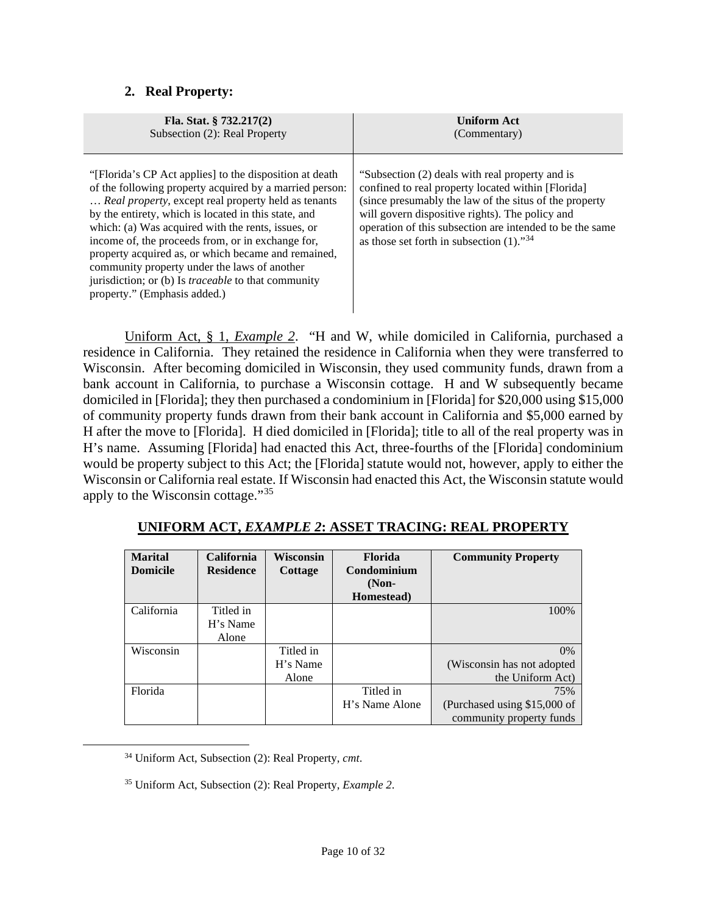## 2. Real Property:

| **Fla. Stat. § 732.217(2)**<br>Subsection (2): Real Property | **Uniform Act**<br>(Commentary) |
|---|---|
| "[Florida's CP Act applies] to the disposition at death of the following property acquired by a married person: … *Real property*, except real property held as tenants by the entirety, which is located in this state, and which: (a) Was acquired with the rents, issues, or income of, the proceeds from, or in exchange for, property acquired as, or which became and remained, community property under the laws of another jurisdiction; or (b) Is *traceable* to that community property." (Emphasis added.) | "Subsection (2) deals with real property and is confined to real property located within [Florida] (since presumably the law of the situs of the property will govern dispositive rights). The policy and operation of this subsection are intended to be the same as those set forth in subsection (1)."[34] |

Uniform Act, § 1, *Example 2*. "H and W, while domiciled in California, purchased a residence in California. They retained the residence in California when they were transferred to Wisconsin. After becoming domiciled in Wisconsin, they used community funds, drawn from a bank account in California, to purchase a Wisconsin cottage. H and W subsequently became domiciled in [Florida]; they then purchased a condominium in [Florida] for $20,000 using $15,000 of community property funds drawn from their bank account in California and $5,000 earned by H after the move to [Florida]. H died domiciled in [Florida]; title to all of the real property was in H's name. Assuming [Florida] had enacted this Act, three-fourths of the [Florida] condominium would be property subject to this Act; the [Florida] statute would not, however, apply to either the Wisconsin or California real estate. If Wisconsin had enacted this Act, the Wisconsin statute would apply to the Wisconsin cottage."[35]

**UNIFORM ACT, *EXAMPLE 2*: ASSET TRACING: REAL PROPERTY**

| Marital Domicile | California Residence | Wisconsin Cottage | Florida Condominium (Non-Homestead) | Community Property |
|---|---|---|---|---|
| California | Titled in H's Name Alone | | | 100% |
| Wisconsin | | Titled in H's Name Alone | | 0% (Wisconsin has not adopted the Uniform Act) |
| Florida | | | Titled in H's Name Alone | 75% (Purchased using $15,000 of community property funds |

[34] Uniform Act, Subsection (2): Real Property, *cmt*.

[35] Uniform Act, Subsection (2): Real Property, *Example 2*.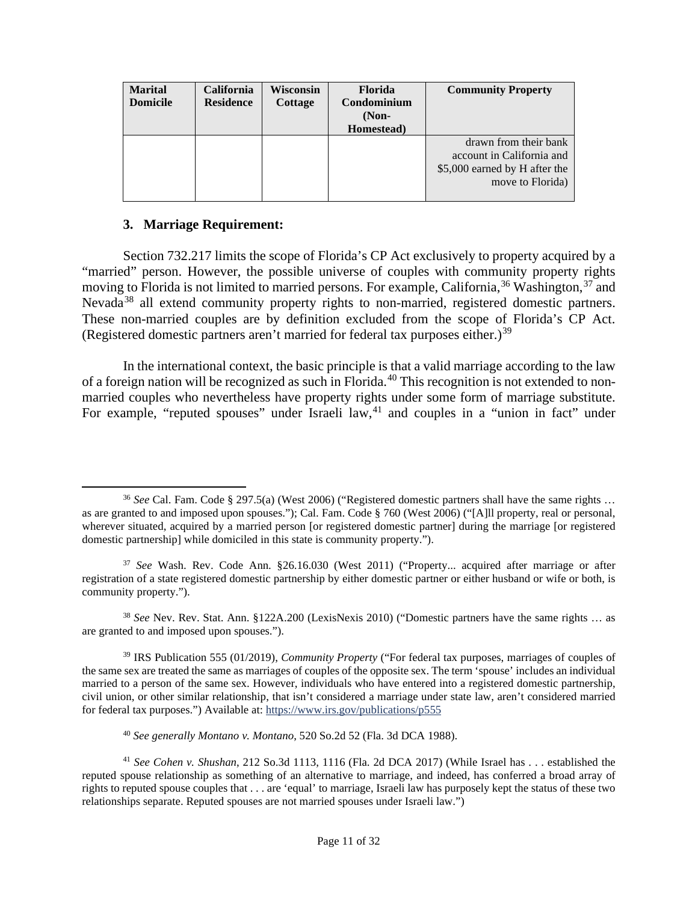| Marital Domicile | California Residence | Wisconsin Cottage | Florida Condominium (Non-Homestead) | Community Property |
|---|---|---|---|---|
| | | | | drawn from their bank account in California and $5,000 earned by H after the move to Florida) |

### 3. Marriage Requirement:

Section 732.217 limits the scope of Florida's CP Act exclusively to property acquired by a "married" person. However, the possible universe of couples with community property rights moving to Florida is not limited to married persons. For example, California,[36] Washington,[37] and Nevada[38] all extend community property rights to non-married, registered domestic partners. These non-married couples are by definition excluded from the scope of Florida's CP Act. (Registered domestic partners aren't married for federal tax purposes either.)[39]

In the international context, the basic principle is that a valid marriage according to the law of a foreign nation will be recognized as such in Florida.[40] This recognition is not extended to non-married couples who nevertheless have property rights under some form of marriage substitute. For example, "reputed spouses" under Israeli law,[41] and couples in a "union in fact" under

---

[36] *See* Cal. Fam. Code § 297.5(a) (West 2006) ("Registered domestic partners shall have the same rights … as are granted to and imposed upon spouses."); Cal. Fam. Code § 760 (West 2006) ("[A]ll property, real or personal, wherever situated, acquired by a married person [or registered domestic partner] during the marriage [or registered domestic partnership] while domiciled in this state is community property.").

[37] *See* Wash. Rev. Code Ann. §26.16.030 (West 2011) ("Property... acquired after marriage or after registration of a state registered domestic partnership by either domestic partner or either husband or wife or both, is community property.").

[38] *See* Nev. Rev. Stat. Ann. §122A.200 (LexisNexis 2010) ("Domestic partners have the same rights … as are granted to and imposed upon spouses.").

[39] IRS Publication 555 (01/2019), *Community Property* ("For federal tax purposes, marriages of couples of the same sex are treated the same as marriages of couples of the opposite sex. The term 'spouse' includes an individual married to a person of the same sex. However, individuals who have entered into a registered domestic partnership, civil union, or other similar relationship, that isn't considered a marriage under state law, aren't considered married for federal tax purposes.") Available at: https://www.irs.gov/publications/p555

[40] *See generally Montano v. Montano*, 520 So.2d 52 (Fla. 3d DCA 1988).

[41] *See Cohen v. Shushan*, 212 So.3d 1113, 1116 (Fla. 2d DCA 2017) (While Israel has . . . established the reputed spouse relationship as something of an alternative to marriage, and indeed, has conferred a broad array of rights to reputed spouse couples that . . . are 'equal' to marriage, Israeli law has purposely kept the status of these two relationships separate. Reputed spouses are not married spouses under Israeli law.")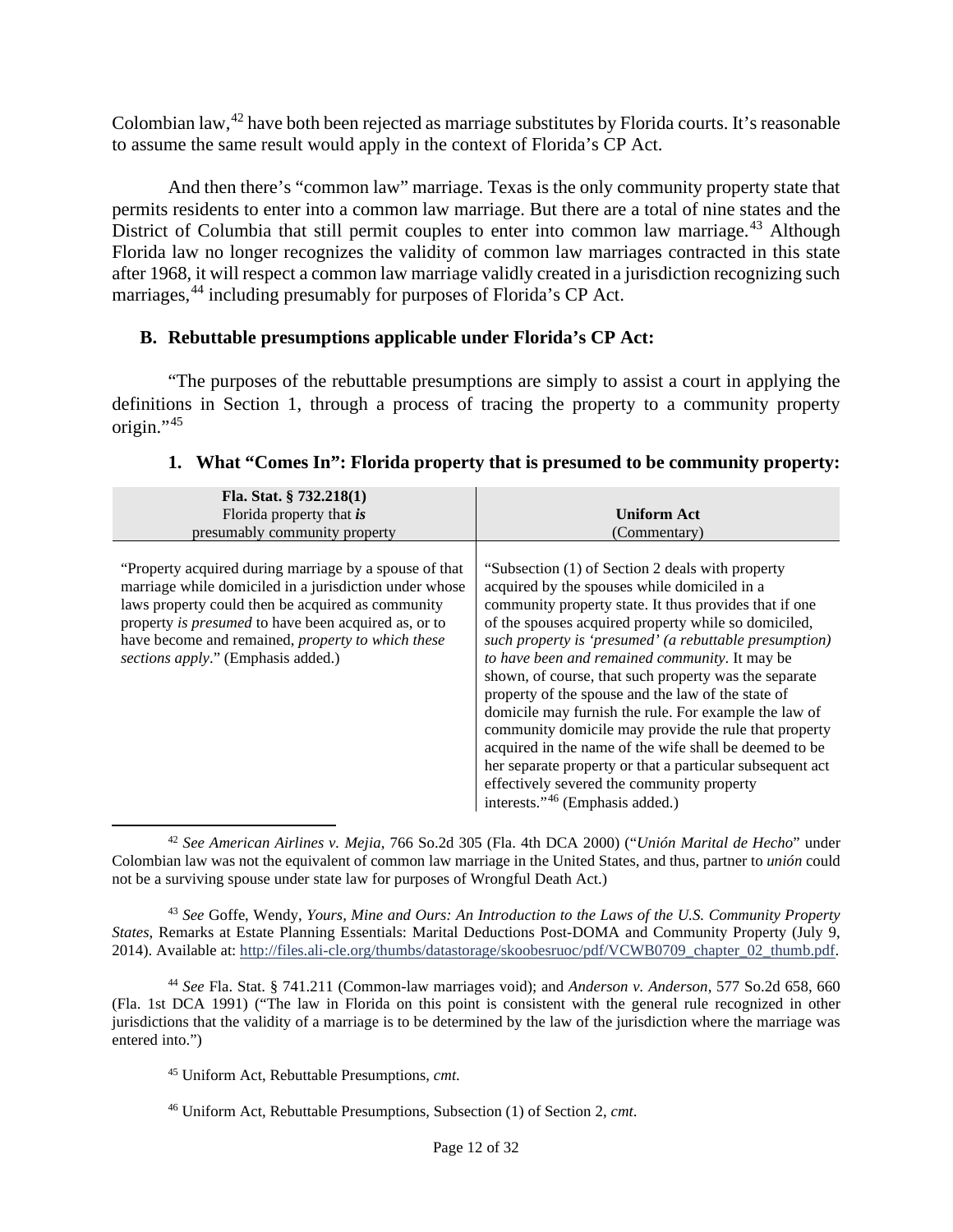Colombian law,[42] have both been rejected as marriage substitutes by Florida courts. It's reasonable to assume the same result would apply in the context of Florida's CP Act.

And then there's "common law" marriage. Texas is the only community property state that permits residents to enter into a common law marriage. But there are a total of nine states and the District of Columbia that still permit couples to enter into common law marriage.[43] Although Florida law no longer recognizes the validity of common law marriages contracted in this state after 1968, it will respect a common law marriage validly created in a jurisdiction recognizing such marriages,[44] including presumably for purposes of Florida's CP Act.

### B. Rebuttable presumptions applicable under Florida's CP Act:

"The purposes of the rebuttable presumptions are simply to assist a court in applying the definitions in Section 1, through a process of tracing the property to a community property origin."[45]

#### 1. What "Comes In": Florida property that is presumed to be community property:

| **Fla. Stat. § 732.218(1)**<br>Florida property that ***is***<br>presumably community property | **Uniform Act**<br>(Commentary) |
|---|---|
| "Property acquired during marriage by a spouse of that marriage while domiciled in a jurisdiction under whose laws property could then be acquired as community property *is presumed* to have been acquired as, or to have become and remained, *property to which these sections apply*." (Emphasis added.) | "Subsection (1) of Section 2 deals with property acquired by the spouses while domiciled in a community property state. It thus provides that if one of the spouses acquired property while so domiciled, *such property is 'presumed' (a rebuttable presumption) to have been and remained community*. It may be shown, of course, that such property was the separate property of the spouse and the law of the state of domicile may furnish the rule. For example the law of community domicile may provide the rule that property acquired in the name of the wife shall be deemed to be her separate property or that a particular subsequent act effectively severed the community property interests."[46] (Emphasis added.) |

---

[42] *See American Airlines v. Mejia*, 766 So.2d 305 (Fla. 4th DCA 2000) ("*Unión Marital de Hecho*" under Colombian law was not the equivalent of common law marriage in the United States, and thus, partner to *unión* could not be a surviving spouse under state law for purposes of Wrongful Death Act.)

[43] *See* Goffe, Wendy, *Yours, Mine and Ours: An Introduction to the Laws of the U.S. Community Property States*, Remarks at Estate Planning Essentials: Marital Deductions Post-DOMA and Community Property (July 9, 2014). Available at: http://files.ali-cle.org/thumbs/datastorage/skoobesruoc/pdf/VCWB0709_chapter_02_thumb.pdf.

[44] *See* Fla. Stat. § 741.211 (Common-law marriages void); and *Anderson v. Anderson*, 577 So.2d 658, 660 (Fla. 1st DCA 1991) ("The law in Florida on this point is consistent with the general rule recognized in other jurisdictions that the validity of a marriage is to be determined by the law of the jurisdiction where the marriage was entered into.")

[45] Uniform Act, Rebuttable Presumptions, *cmt.*

[46] Uniform Act, Rebuttable Presumptions, Subsection (1) of Section 2, *cmt*.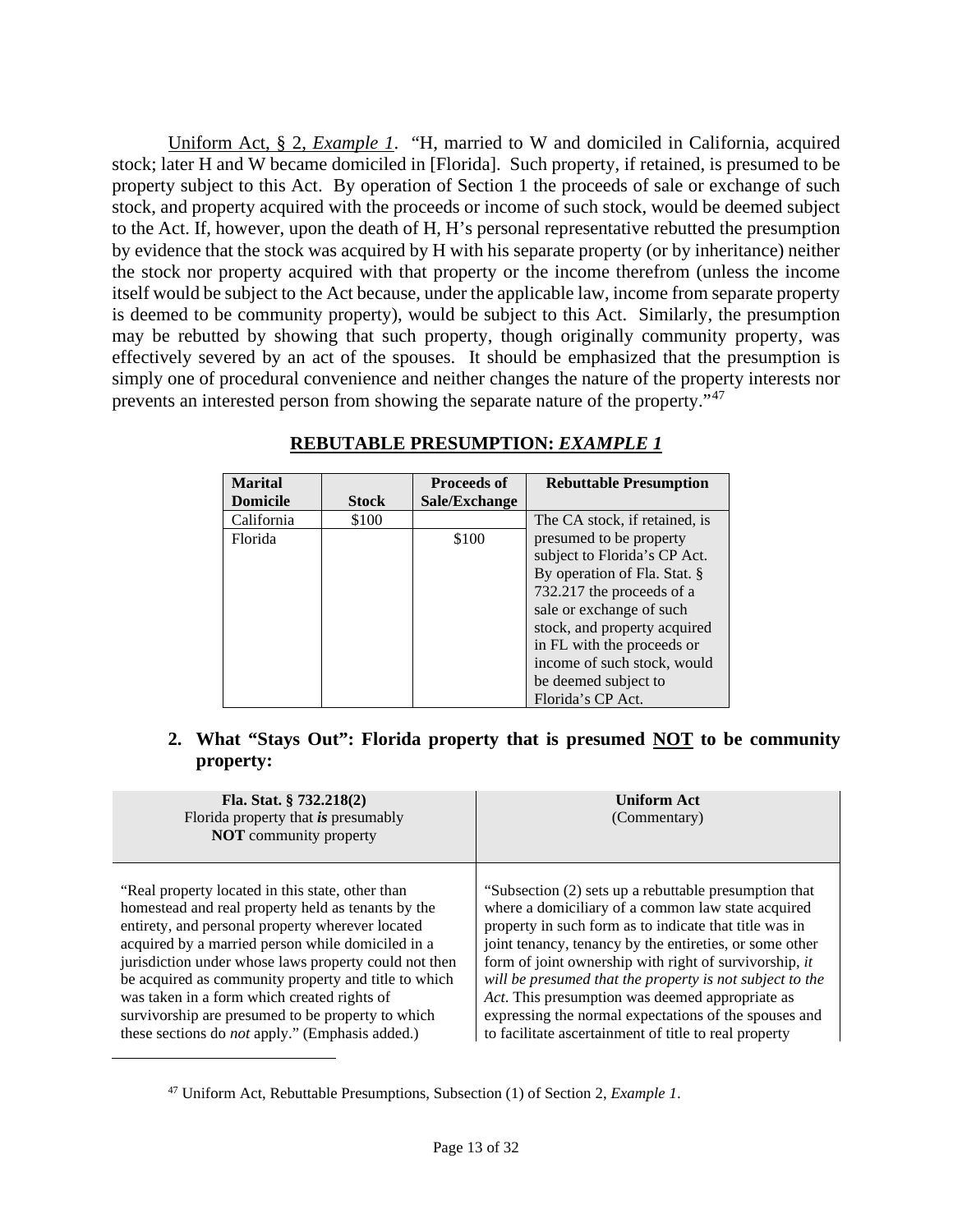<u>Uniform Act, § 2, *Example 1*</u>. "H, married to W and domiciled in California, acquired stock; later H and W became domiciled in [Florida]. Such property, if retained, is presumed to be property subject to this Act. By operation of Section 1 the proceeds of sale or exchange of such stock, and property acquired with the proceeds or income of such stock, would be deemed subject to the Act. If, however, upon the death of H, H's personal representative rebutted the presumption by evidence that the stock was acquired by H with his separate property (or by inheritance) neither the stock nor property acquired with that property or the income therefrom (unless the income itself would be subject to the Act because, under the applicable law, income from separate property is deemed to be community property), would be subject to this Act. Similarly, the presumption may be rebutted by showing that such property, though originally community property, was effectively severed by an act of the spouses. It should be emphasized that the presumption is simply one of procedural convenience and neither changes the nature of the property interests nor prevents an interested person from showing the separate nature of the property."[47]

**<u>REBUTABLE PRESUMPTION: *EXAMPLE 1*</u>**

| Marital Domicile | Stock | Proceeds of Sale/Exchange | Rebuttable Presumption |
|---|---|---|---|
| California | \$100 | | The CA stock, if retained, is presumed to be property subject to Florida's CP Act. By operation of Fla. Stat. § 732.217 the proceeds of a sale or exchange of such stock, and property acquired in FL with the proceeds or income of such stock, would be deemed subject to Florida's CP Act. |
| Florida | | \$100 | |

**2. What "Stays Out": Florida property that is presumed <u>NOT</u> to be community property:**

| **Fla. Stat. § 732.218(2)**<br>Florida property that ***is*** presumably **NOT** community property | **Uniform Act**<br>(Commentary) |
|---|---|
| "Real property located in this state, other than homestead and real property held as tenants by the entirety, and personal property wherever located acquired by a married person while domiciled in a jurisdiction under whose laws property could not then be acquired as community property and title to which was taken in a form which created rights of survivorship are presumed to be property to which these sections do *not* apply." (Emphasis added.) | "Subsection (2) sets up a rebuttable presumption that where a domiciliary of a common law state acquired property in such form as to indicate that title was in joint tenancy, tenancy by the entireties, or some other form of joint ownership with right of survivorship, *it will be presumed that the property is not subject to the Act*. This presumption was deemed appropriate as expressing the normal expectations of the spouses and to facilitate ascertainment of title to real property |

[47] Uniform Act, Rebuttable Presumptions, Subsection (1) of Section 2, *Example 1*.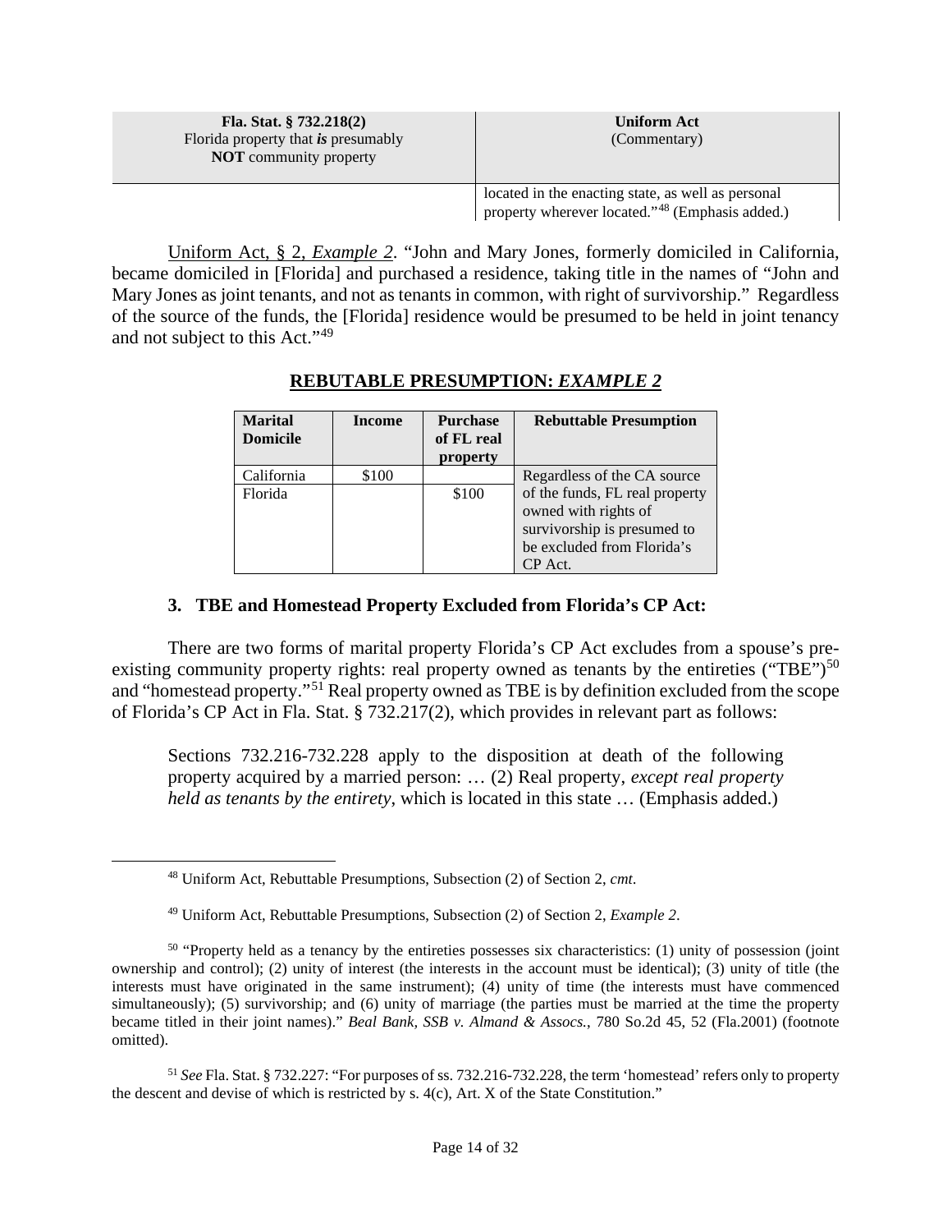| Fla. Stat. § 732.218(2) Florida property that *is* presumably **NOT** community property | Uniform Act (Commentary) |
|---|---|
| | located in the enacting state, as well as personal property wherever located."[48] (Emphasis added.) |

Uniform Act, § 2, *Example 2*. "John and Mary Jones, formerly domiciled in California, became domiciled in [Florida] and purchased a residence, taking title in the names of "John and Mary Jones as joint tenants, and not as tenants in common, with right of survivorship." Regardless of the source of the funds, the [Florida] residence would be presumed to be held in joint tenancy and not subject to this Act."[49]

**REBUTABLE PRESUMPTION: *EXAMPLE 2***

| Marital Domicile | Income | Purchase of FL real property | Rebuttable Presumption |
|---|---|---|---|
| California | $100 | | Regardless of the CA source of the funds, FL real property owned with rights of survivorship is presumed to be excluded from Florida's CP Act. |
| Florida | | $100 | |

### 3. TBE and Homestead Property Excluded from Florida's CP Act:

There are two forms of marital property Florida's CP Act excludes from a spouse's pre-existing community property rights: real property owned as tenants by the entireties ("TBE")[50] and "homestead property."[51] Real property owned as TBE is by definition excluded from the scope of Florida's CP Act in Fla. Stat. § 732.217(2), which provides in relevant part as follows:

> Sections 732.216-732.228 apply to the disposition at death of the following property acquired by a married person: … (2) Real property, *except real property held as tenants by the entirety*, which is located in this state … (Emphasis added.)

---

[48] Uniform Act, Rebuttable Presumptions, Subsection (2) of Section 2, *cmt*.

[49] Uniform Act, Rebuttable Presumptions, Subsection (2) of Section 2, *Example 2*.

[50] "Property held as a tenancy by the entireties possesses six characteristics: (1) unity of possession (joint ownership and control); (2) unity of interest (the interests in the account must be identical); (3) unity of title (the interests must have originated in the same instrument); (4) unity of time (the interests must have commenced simultaneously); (5) survivorship; and (6) unity of marriage (the parties must be married at the time the property became titled in their joint names)." *Beal Bank, SSB v. Almand & Assocs.*, 780 So.2d 45, 52 (Fla.2001) (footnote omitted).

[51] *See* Fla. Stat. § 732.227: "For purposes of ss. 732.216-732.228, the term 'homestead' refers only to property the descent and devise of which is restricted by s. 4(c), Art. X of the State Constitution."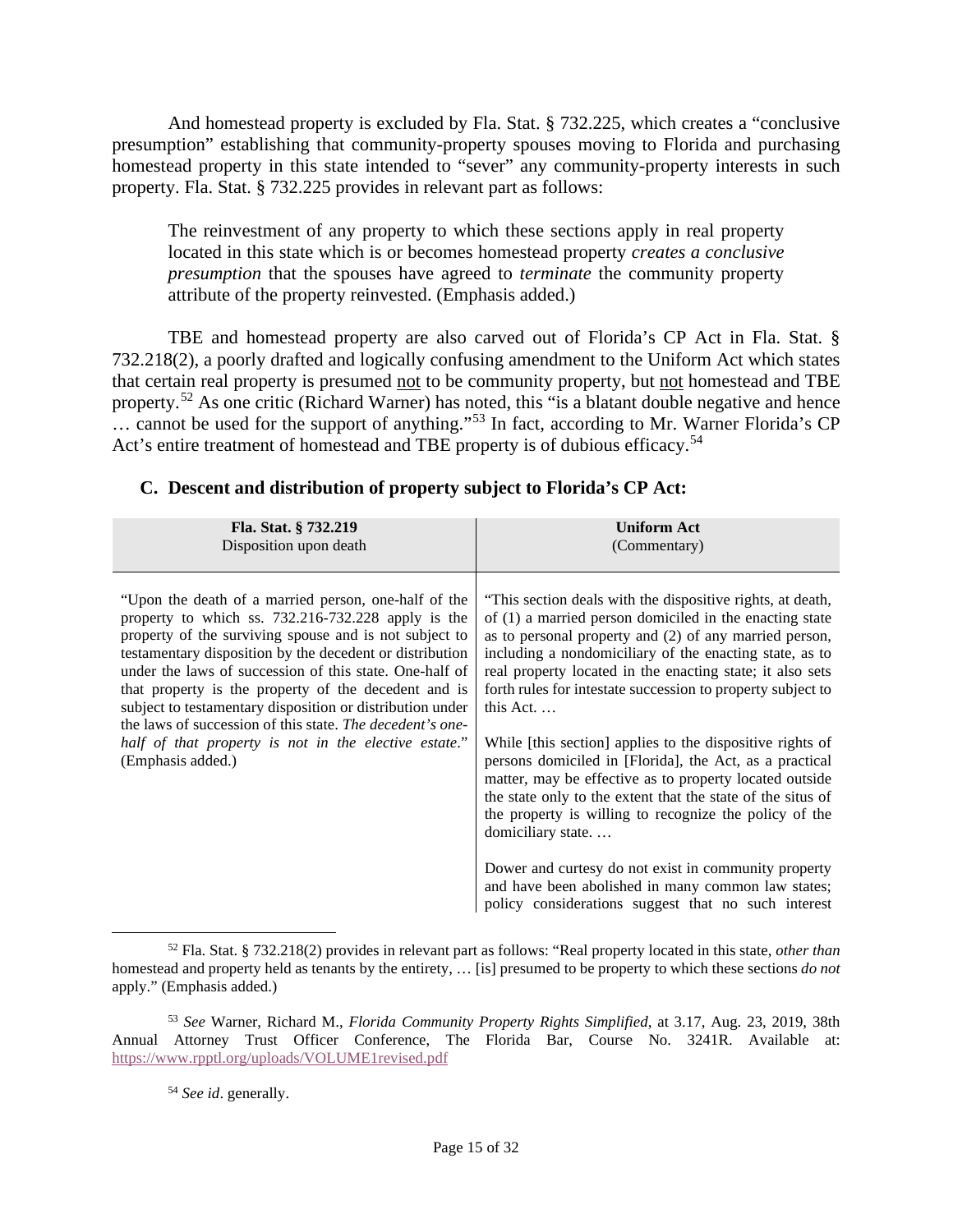And homestead property is excluded by Fla. Stat. § 732.225, which creates a "conclusive presumption" establishing that community-property spouses moving to Florida and purchasing homestead property in this state intended to "sever" any community-property interests in such property. Fla. Stat. § 732.225 provides in relevant part as follows:

> The reinvestment of any property to which these sections apply in real property located in this state which is or becomes homestead property *creates a conclusive presumption* that the spouses have agreed to *terminate* the community property attribute of the property reinvested. (Emphasis added.)

TBE and homestead property are also carved out of Florida's CP Act in Fla. Stat. § 732.218(2), a poorly drafted and logically confusing amendment to the Uniform Act which states that certain real property is presumed <u>not</u> to be community property, but <u>not</u> homestead and TBE property.[52] As one critic (Richard Warner) has noted, this "is a blatant double negative and hence … cannot be used for the support of anything."[53] In fact, according to Mr. Warner Florida's CP Act's entire treatment of homestead and TBE property is of dubious efficacy.[54]

### C. Descent and distribution of property subject to Florida's CP Act:

| **Fla. Stat. § 732.219**<br>Disposition upon death | **Uniform Act**<br>(Commentary) |
|---|---|
| "Upon the death of a married person, one-half of the property to which ss. 732.216-732.228 apply is the property of the surviving spouse and is not subject to testamentary disposition by the decedent or distribution under the laws of succession of this state. One-half of that property is the property of the decedent and is subject to testamentary disposition or distribution under the laws of succession of this state. *The decedent's one-half of that property is not in the elective estate*." (Emphasis added.) | "This section deals with the dispositive rights, at death, of (1) a married person domiciled in the enacting state as to personal property and (2) of any married person, including a nondomiciliary of the enacting state, as to real property located in the enacting state; it also sets forth rules for intestate succession to property subject to this Act. …<br><br>While [this section] applies to the dispositive rights of persons domiciled in [Florida], the Act, as a practical matter, may be effective as to property located outside the state only to the extent that the state of the situs of the property is willing to recognize the policy of the domiciliary state. …<br><br>Dower and curtesy do not exist in community property and have been abolished in many common law states; policy considerations suggest that no such interest |

---

[52] Fla. Stat. § 732.218(2) provides in relevant part as follows: "Real property located in this state, *other than* homestead and property held as tenants by the entirety, … [is] presumed to be property to which these sections *do not* apply." (Emphasis added.)

[53] *See* Warner, Richard M., *Florida Community Property Rights Simplified*, at 3.17, Aug. 23, 2019, 38th Annual Attorney Trust Officer Conference, The Florida Bar, Course No. 3241R. Available at: https://www.rpptl.org/uploads/VOLUME1revised.pdf

[54] *See id*. generally.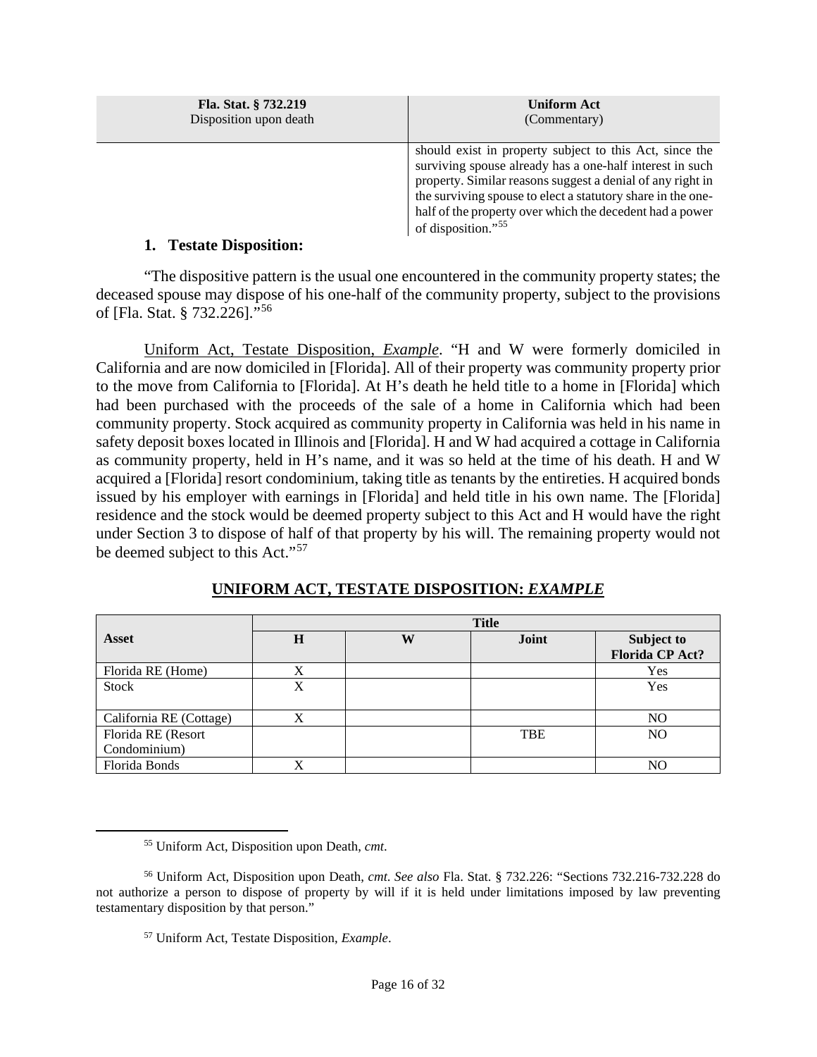| Fla. Stat. § 732.219<br>Disposition upon death | Uniform Act<br>(Commentary) |
|---|---|
| | should exist in property subject to this Act, since the surviving spouse already has a one-half interest in such property. Similar reasons suggest a denial of any right in the surviving spouse to elect a statutory share in the one-half of the property over which the decedent had a power of disposition."[55] |

### 1. Testate Disposition:

"The dispositive pattern is the usual one encountered in the community property states; the deceased spouse may dispose of his one-half of the community property, subject to the provisions of [Fla. Stat. § 732.226]."[56]

Uniform Act, Testate Disposition, *Example*. "H and W were formerly domiciled in California and are now domiciled in [Florida]. All of their property was community property prior to the move from California to [Florida]. At H's death he held title to a home in [Florida] which had been purchased with the proceeds of the sale of a home in California which had been community property. Stock acquired as community property in California was held in his name in safety deposit boxes located in Illinois and [Florida]. H and W had acquired a cottage in California as community property, held in H's name, and it was so held at the time of his death. H and W acquired a [Florida] resort condominium, taking title as tenants by the entireties. H acquired bonds issued by his employer with earnings in [Florida] and held title in his own name. The [Florida] residence and the stock would be deemed property subject to this Act and H would have the right under Section 3 to dispose of half of that property by his will. The remaining property would not be deemed subject to this Act."[57]

**UNIFORM ACT, TESTATE DISPOSITION: *EXAMPLE***

| Asset | Title | | | |
|---|---|---|---|---|
| | H | W | Joint | Subject to Florida CP Act? |
| Florida RE (Home) | X | | | Yes |
| Stock | X | | | Yes |
| California RE (Cottage) | X | | | NO |
| Florida RE (Resort Condominium) | | | TBE | NO |
| Florida Bonds | X | | | NO |

[55] Uniform Act, Disposition upon Death, *cmt*.

[56] Uniform Act, Disposition upon Death, *cmt*. *See also* Fla. Stat. § 732.226: "Sections 732.216-732.228 do not authorize a person to dispose of property by will if it is held under limitations imposed by law preventing testamentary disposition by that person."

[57] Uniform Act, Testate Disposition, *Example*.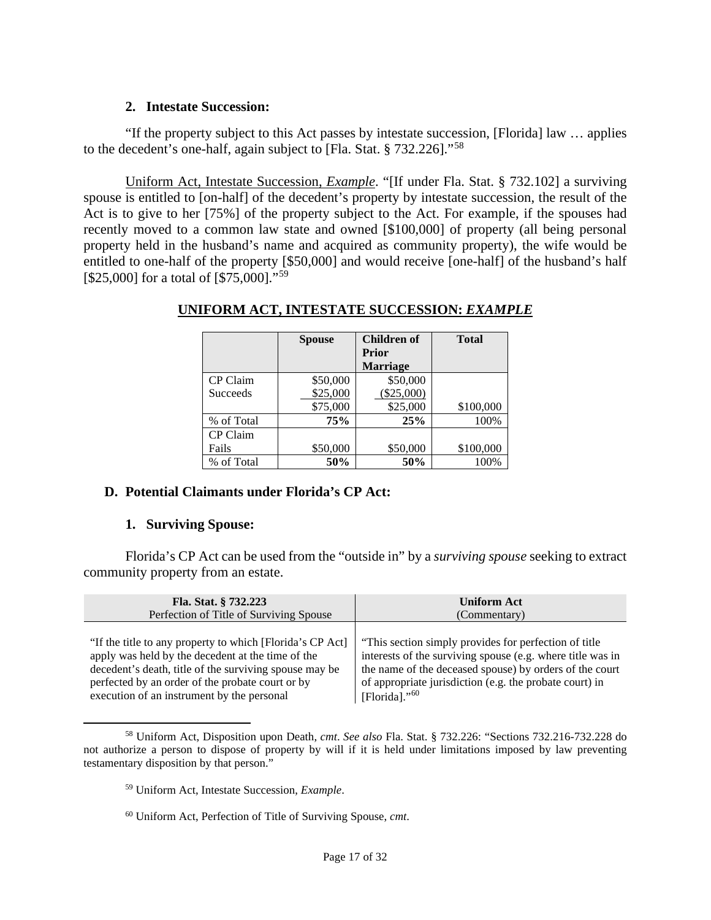### 2. Intestate Succession:

"If the property subject to this Act passes by intestate succession, [Florida] law … applies to the decedent's one-half, again subject to [Fla. Stat. § 732.226]."[58]

Uniform Act, Intestate Succession, *Example*. "[If under Fla. Stat. § 732.102] a surviving spouse is entitled to [on-half] of the decedent's property by intestate succession, the result of the Act is to give to her [75%] of the property subject to the Act. For example, if the spouses had recently moved to a common law state and owned [$100,000] of property (all being personal property held in the husband's name and acquired as community property), the wife would be entitled to one-half of the property [$50,000] and would receive [one-half] of the husband's half [$25,000] for a total of [$75,000]."[59]

**UNIFORM ACT, INTESTATE SUCCESSION: *EXAMPLE***

| | Spouse | Children of Prior Marriage | Total |
|---|---|---|---|
| CP Claim Succeeds | $50,000<br>$25,000<br>$75,000 | $50,000<br>($25,000)<br>$25,000 | $100,000 |
| % of Total | **75%** | **25%** | 100% |
| CP Claim Fails | $50,000 | $50,000 | $100,000 |
| % of Total | **50%** | **50%** | 100% |

## D. Potential Claimants under Florida's CP Act:

### 1. Surviving Spouse:

Florida's CP Act can be used from the "outside in" by a *surviving spouse* seeking to extract community property from an estate.

| **Fla. Stat. § 732.223**<br>Perfection of Title of Surviving Spouse | **Uniform Act**<br>(Commentary) |
|---|---|
| "If the title to any property to which [Florida's CP Act] apply was held by the decedent at the time of the decedent's death, title of the surviving spouse may be perfected by an order of the probate court or by execution of an instrument by the personal | "This section simply provides for perfection of title interests of the surviving spouse (e.g. where title was in the name of the deceased spouse) by orders of the court of appropriate jurisdiction (e.g. the probate court) in [Florida]."[60] |

[58] Uniform Act, Disposition upon Death, *cmt*. *See also* Fla. Stat. § 732.226: "Sections 732.216-732.228 do not authorize a person to dispose of property by will if it is held under limitations imposed by law preventing testamentary disposition by that person."

[59] Uniform Act, Intestate Succession, *Example*.

[60] Uniform Act, Perfection of Title of Surviving Spouse, *cmt*.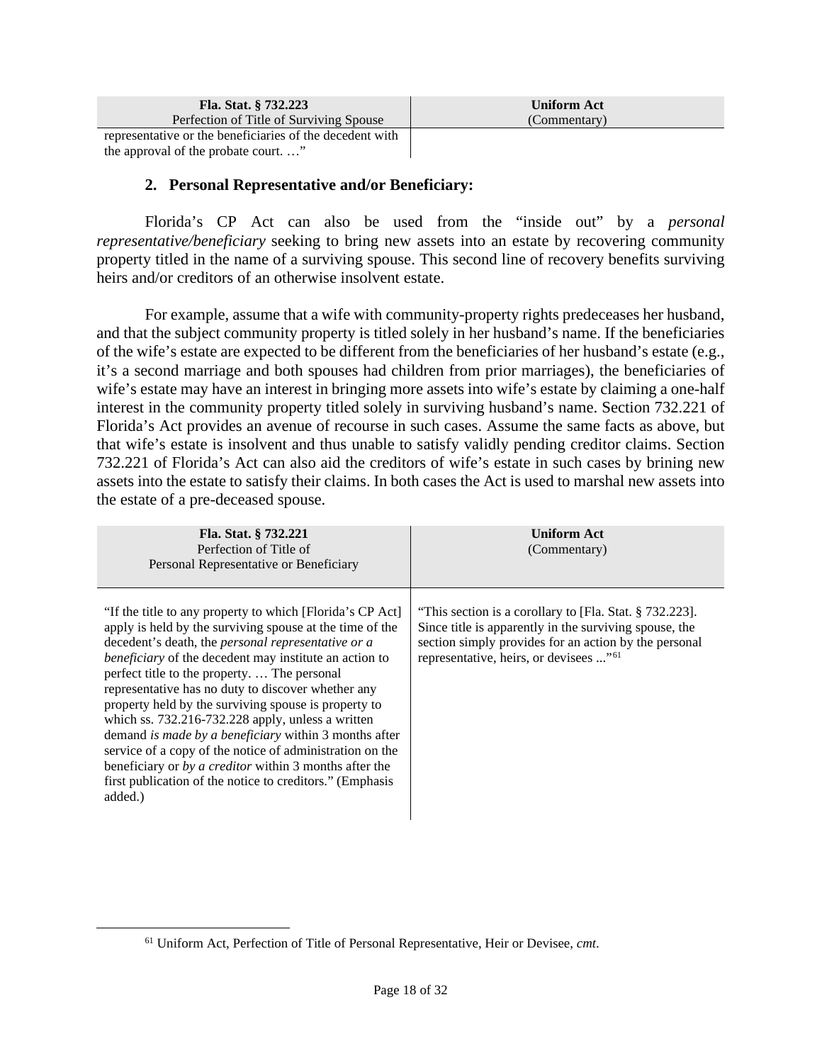| **Fla. Stat. § 732.223**<br>Perfection of Title of Surviving Spouse | **Uniform Act**<br>(Commentary) |
|---|---|
| representative or the beneficiaries of the decedent with the approval of the probate court. …" | |

### 2. Personal Representative and/or Beneficiary:

Florida's CP Act can also be used from the "inside out" by a *personal representative/beneficiary* seeking to bring new assets into an estate by recovering community property titled in the name of a surviving spouse. This second line of recovery benefits surviving heirs and/or creditors of an otherwise insolvent estate.

For example, assume that a wife with community-property rights predeceases her husband, and that the subject community property is titled solely in her husband's name. If the beneficiaries of the wife's estate are expected to be different from the beneficiaries of her husband's estate (e.g., it's a second marriage and both spouses had children from prior marriages), the beneficiaries of wife's estate may have an interest in bringing more assets into wife's estate by claiming a one-half interest in the community property titled solely in surviving husband's name. Section 732.221 of Florida's Act provides an avenue of recourse in such cases. Assume the same facts as above, but that wife's estate is insolvent and thus unable to satisfy validly pending creditor claims. Section 732.221 of Florida's Act can also aid the creditors of wife's estate in such cases by brining new assets into the estate to satisfy their claims. In both cases the Act is used to marshal new assets into the estate of a pre-deceased spouse.

| **Fla. Stat. § 732.221**<br>Perfection of Title of<br>Personal Representative or Beneficiary | **Uniform Act**<br>(Commentary) |
|---|---|
| "If the title to any property to which [Florida's CP Act] apply is held by the surviving spouse at the time of the decedent's death, the *personal representative or a beneficiary* of the decedent may institute an action to perfect title to the property. … The personal representative has no duty to discover whether any property held by the surviving spouse is property to which ss. 732.216-732.228 apply, unless a written demand *is made by a beneficiary* within 3 months after service of a copy of the notice of administration on the beneficiary or *by a creditor* within 3 months after the first publication of the notice to creditors." (Emphasis added.) | "This section is a corollary to [Fla. Stat. § 732.223]. Since title is apparently in the surviving spouse, the section simply provides for an action by the personal representative, heirs, or devisees ..."[61] |

[61] Uniform Act, Perfection of Title of Personal Representative, Heir or Devisee, *cmt*.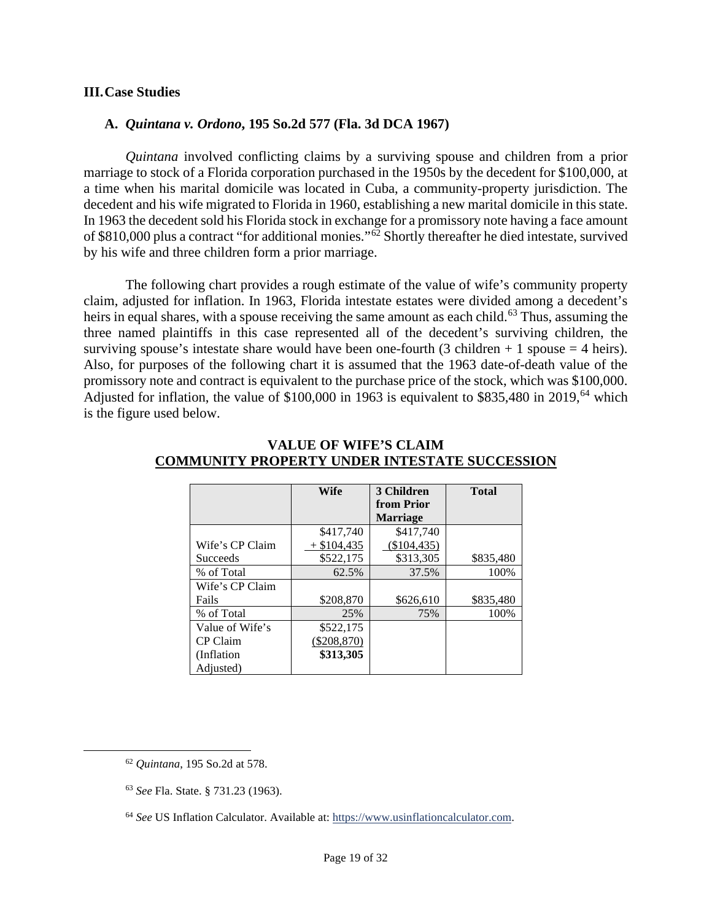## III. Case Studies

### A. *Quintana v. Ordono*, 195 So.2d 577 (Fla. 3d DCA 1967)

*Quintana* involved conflicting claims by a surviving spouse and children from a prior marriage to stock of a Florida corporation purchased in the 1950s by the decedent for $100,000, at a time when his marital domicile was located in Cuba, a community-property jurisdiction. The decedent and his wife migrated to Florida in 1960, establishing a new marital domicile in this state. In 1963 the decedent sold his Florida stock in exchange for a promissory note having a face amount of $810,000 plus a contract "for additional monies."[62] Shortly thereafter he died intestate, survived by his wife and three children form a prior marriage.

The following chart provides a rough estimate of the value of wife's community property claim, adjusted for inflation. In 1963, Florida intestate estates were divided among a decedent's heirs in equal shares, with a spouse receiving the same amount as each child.[63] Thus, assuming the three named plaintiffs in this case represented all of the decedent's surviving children, the surviving spouse's intestate share would have been one-fourth (3 children + 1 spouse = 4 heirs). Also, for purposes of the following chart it is assumed that the 1963 date-of-death value of the promissory note and contract is equivalent to the purchase price of the stock, which was $100,000. Adjusted for inflation, the value of $100,000 in 1963 is equivalent to $835,480 in 2019,[64] which is the figure used below.

**VALUE OF WIFE'S CLAIM**
**COMMUNITY PROPERTY UNDER INTESTATE SUCCESSION**

| | Wife | 3 Children from Prior Marriage | Total |
|---|---|---|---|
| Wife's CP Claim Succeeds | $417,740<br>+ $104,435<br>$522,175 | $417,740<br>($104,435)<br>$313,305 | $835,480 |
| % of Total | 62.5% | 37.5% | 100% |
| Wife's CP Claim Fails | $208,870 | $626,610 | $835,480 |
| % of Total | 25% | 75% | 100% |
| Value of Wife's CP Claim (Inflation Adjusted) | $522,175<br>($208,870)<br>**$313,305** | | |

---

[62] *Quintana*, 195 So.2d at 578.

[63] *See* Fla. State. § 731.23 (1963).

[64] *See* US Inflation Calculator. Available at: https://www.usinflationcalculator.com.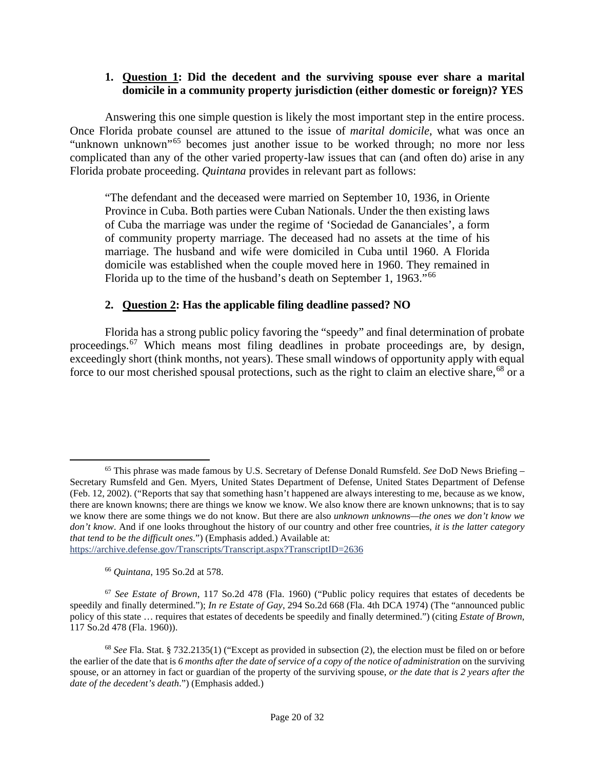1. **Question 1: Did the decedent and the surviving spouse ever share a marital domicile in a community property jurisdiction (either domestic or foreign)? YES**

Answering this one simple question is likely the most important step in the entire process. Once Florida probate counsel are attuned to the issue of *marital domicile*, what was once an "unknown unknown"[65] becomes just another issue to be worked through; no more nor less complicated than any of the other varied property-law issues that can (and often do) arise in any Florida probate proceeding. *Quintana* provides in relevant part as follows:

> "The defendant and the deceased were married on September 10, 1936, in Oriente Province in Cuba. Both parties were Cuban Nationals. Under the then existing laws of Cuba the marriage was under the regime of 'Sociedad de Gananciales', a form of community property marriage. The deceased had no assets at the time of his marriage. The husband and wife were domiciled in Cuba until 1960. A Florida domicile was established when the couple moved here in 1960. They remained in Florida up to the time of the husband's death on September 1, 1963."[66]

2. **Question 2: Has the applicable filing deadline passed? NO**

Florida has a strong public policy favoring the "speedy" and final determination of probate proceedings.[67] Which means most filing deadlines in probate proceedings are, by design, exceedingly short (think months, not years). These small windows of opportunity apply with equal force to our most cherished spousal protections, such as the right to claim an elective share,[68] or a

---

[65] This phrase was made famous by U.S. Secretary of Defense Donald Rumsfeld. *See* DoD News Briefing – Secretary Rumsfeld and Gen. Myers, United States Department of Defense, United States Department of Defense (Feb. 12, 2002). ("Reports that say that something hasn't happened are always interesting to me, because as we know, there are known knowns; there are things we know we know. We also know there are known unknowns; that is to say we know there are some things we do not know. But there are also *unknown unknowns—the ones we don't know we don't know*. And if one looks throughout the history of our country and other free countries, *it is the latter category that tend to be the difficult ones*.") (Emphasis added.) Available at: https://archive.defense.gov/Transcripts/Transcript.aspx?TranscriptID=2636

[66] *Quintana*, 195 So.2d at 578.

[67] *See Estate of Brown*, 117 So.2d 478 (Fla. 1960) ("Public policy requires that estates of decedents be speedily and finally determined."); *In re Estate of Gay*, 294 So.2d 668 (Fla. 4th DCA 1974) (The "announced public policy of this state … requires that estates of decedents be speedily and finally determined.") (citing *Estate of Brown*, 117 So.2d 478 (Fla. 1960)).

[68] *See* Fla. Stat. § 732.2135(1) ("Except as provided in subsection (2), the election must be filed on or before the earlier of the date that is *6 months after the date of service of a copy of the notice of administration* on the surviving spouse, or an attorney in fact or guardian of the property of the surviving spouse, *or the date that is 2 years after the date of the decedent's death*.") (Emphasis added.)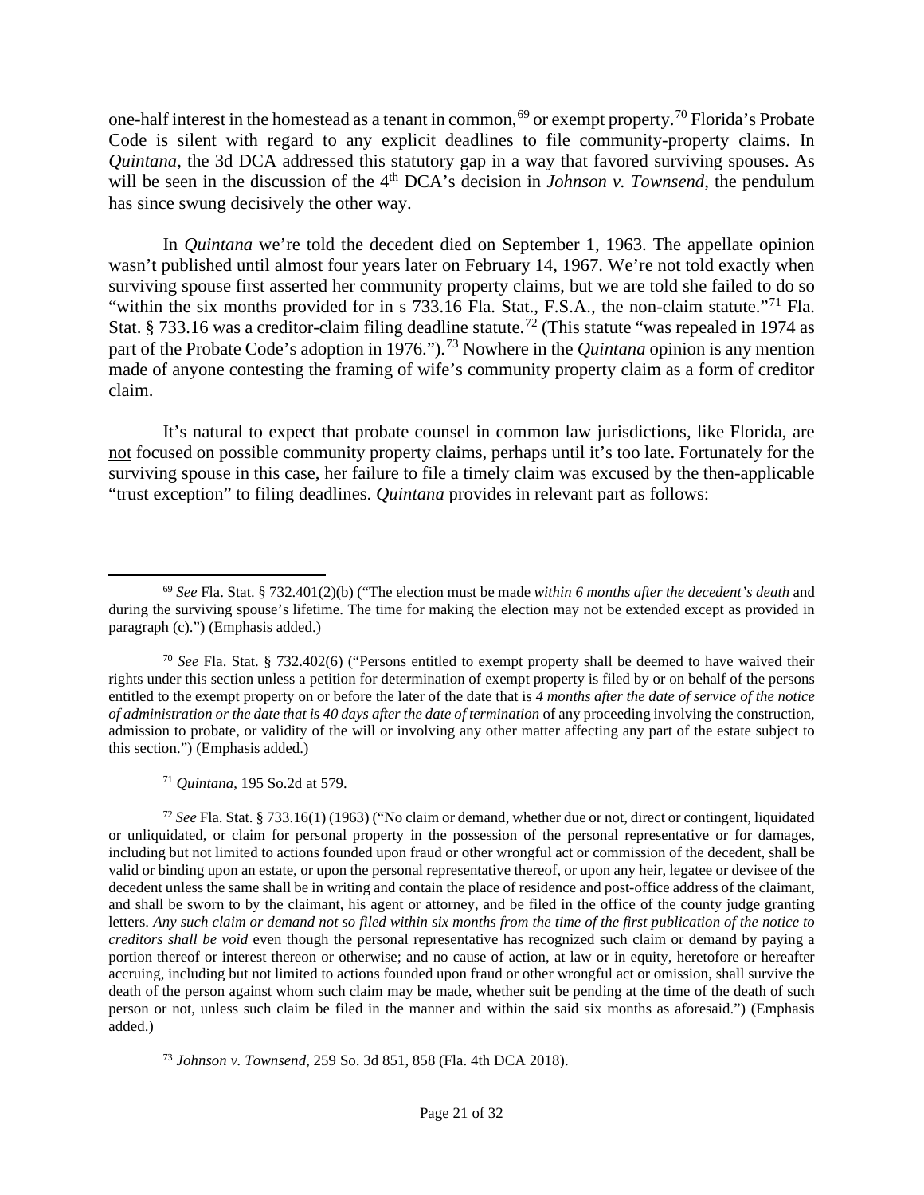one-half interest in the homestead as a tenant in common,[69] or exempt property.[70] Florida's Probate Code is silent with regard to any explicit deadlines to file community-property claims. In *Quintana*, the 3d DCA addressed this statutory gap in a way that favored surviving spouses. As will be seen in the discussion of the 4th DCA's decision in *Johnson v. Townsend*, the pendulum has since swung decisively the other way.

In *Quintana* we're told the decedent died on September 1, 1963. The appellate opinion wasn't published until almost four years later on February 14, 1967. We're not told exactly when surviving spouse first asserted her community property claims, but we are told she failed to do so "within the six months provided for in s 733.16 Fla. Stat., F.S.A., the non-claim statute."[71] Fla. Stat. § 733.16 was a creditor-claim filing deadline statute.[72] (This statute "was repealed in 1974 as part of the Probate Code's adoption in 1976.").[73] Nowhere in the *Quintana* opinion is any mention made of anyone contesting the framing of wife's community property claim as a form of creditor claim.

It's natural to expect that probate counsel in common law jurisdictions, like Florida, are <u>not</u> focused on possible community property claims, perhaps until it's too late. Fortunately for the surviving spouse in this case, her failure to file a timely claim was excused by the then-applicable "trust exception" to filing deadlines. *Quintana* provides in relevant part as follows:

---

[69] *See* Fla. Stat. § 732.401(2)(b) ("The election must be made *within 6 months after the decedent's death* and during the surviving spouse's lifetime. The time for making the election may not be extended except as provided in paragraph (c).") (Emphasis added.)

[70] *See* Fla. Stat. § 732.402(6) ("Persons entitled to exempt property shall be deemed to have waived their rights under this section unless a petition for determination of exempt property is filed by or on behalf of the persons entitled to the exempt property on or before the later of the date that is *4 months after the date of service of the notice of administration or the date that is 40 days after the date of termination* of any proceeding involving the construction, admission to probate, or validity of the will or involving any other matter affecting any part of the estate subject to this section.") (Emphasis added.)

[71] *Quintana*, 195 So.2d at 579.

[72] *See* Fla. Stat. § 733.16(1) (1963) ("No claim or demand, whether due or not, direct or contingent, liquidated or unliquidated, or claim for personal property in the possession of the personal representative or for damages, including but not limited to actions founded upon fraud or other wrongful act or commission of the decedent, shall be valid or binding upon an estate, or upon the personal representative thereof, or upon any heir, legatee or devisee of the decedent unless the same shall be in writing and contain the place of residence and post-office address of the claimant, and shall be sworn to by the claimant, his agent or attorney, and be filed in the office of the county judge granting letters. *Any such claim or demand not so filed within six months from the time of the first publication of the notice to creditors shall be void* even though the personal representative has recognized such claim or demand by paying a portion thereof or interest thereon or otherwise; and no cause of action, at law or in equity, heretofore or hereafter accruing, including but not limited to actions founded upon fraud or other wrongful act or omission, shall survive the death of the person against whom such claim may be made, whether suit be pending at the time of the death of such person or not, unless such claim be filed in the manner and within the said six months as aforesaid.") (Emphasis added.)

[73] *Johnson v. Townsend*, 259 So. 3d 851, 858 (Fla. 4th DCA 2018).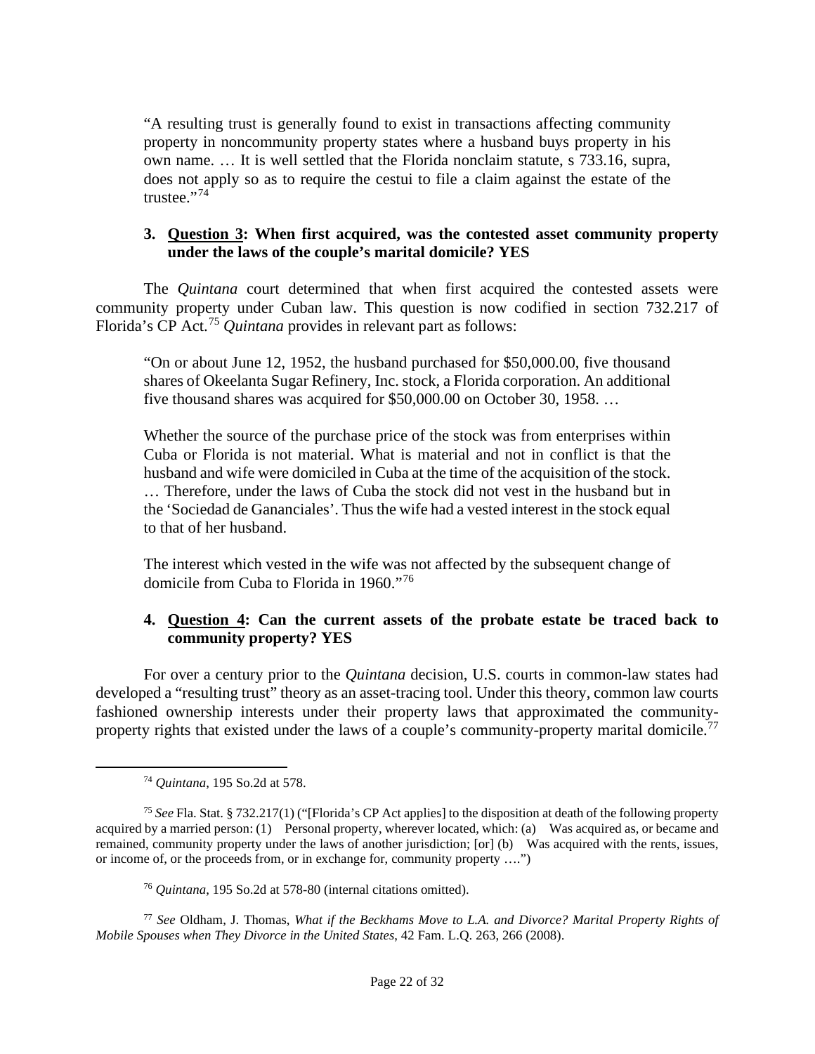> "A resulting trust is generally found to exist in transactions affecting community property in noncommunity property states where a husband buys property in his own name. … It is well settled that the Florida nonclaim statute, s 733.16, supra, does not apply so as to require the cestui to file a claim against the estate of the trustee."[74]

### 3. <u>Question 3</u>: When first acquired, was the contested asset community property under the laws of the couple's marital domicile? YES

The *Quintana* court determined that when first acquired the contested assets were community property under Cuban law. This question is now codified in section 732.217 of Florida's CP Act.[75] *Quintana* provides in relevant part as follows:

> "On or about June 12, 1952, the husband purchased for $50,000.00, five thousand shares of Okeelanta Sugar Refinery, Inc. stock, a Florida corporation. An additional five thousand shares was acquired for $50,000.00 on October 30, 1958. …
>
> Whether the source of the purchase price of the stock was from enterprises within Cuba or Florida is not material. What is material and not in conflict is that the husband and wife were domiciled in Cuba at the time of the acquisition of the stock. … Therefore, under the laws of Cuba the stock did not vest in the husband but in the 'Sociedad de Gananciales'. Thus the wife had a vested interest in the stock equal to that of her husband.
>
> The interest which vested in the wife was not affected by the subsequent change of domicile from Cuba to Florida in 1960."[76]

### 4. <u>Question 4</u>: Can the current assets of the probate estate be traced back to community property? YES

For over a century prior to the *Quintana* decision, U.S. courts in common-law states had developed a "resulting trust" theory as an asset-tracing tool. Under this theory, common law courts fashioned ownership interests under their property laws that approximated the community-property rights that existed under the laws of a couple's community-property marital domicile.[77]

---

[74] *Quintana*, 195 So.2d at 578.

[75] *See* Fla. Stat. § 732.217(1) ("[Florida's CP Act applies] to the disposition at death of the following property acquired by a married person: (1) Personal property, wherever located, which: (a) Was acquired as, or became and remained, community property under the laws of another jurisdiction; [or] (b) Was acquired with the rents, issues, or income of, or the proceeds from, or in exchange for, community property ….")

[76] *Quintana*, 195 So.2d at 578-80 (internal citations omitted).

[77] *See* Oldham, J. Thomas, *What if the Beckhams Move to L.A. and Divorce? Marital Property Rights of Mobile Spouses when They Divorce in the United States*, 42 Fam. L.Q. 263, 266 (2008).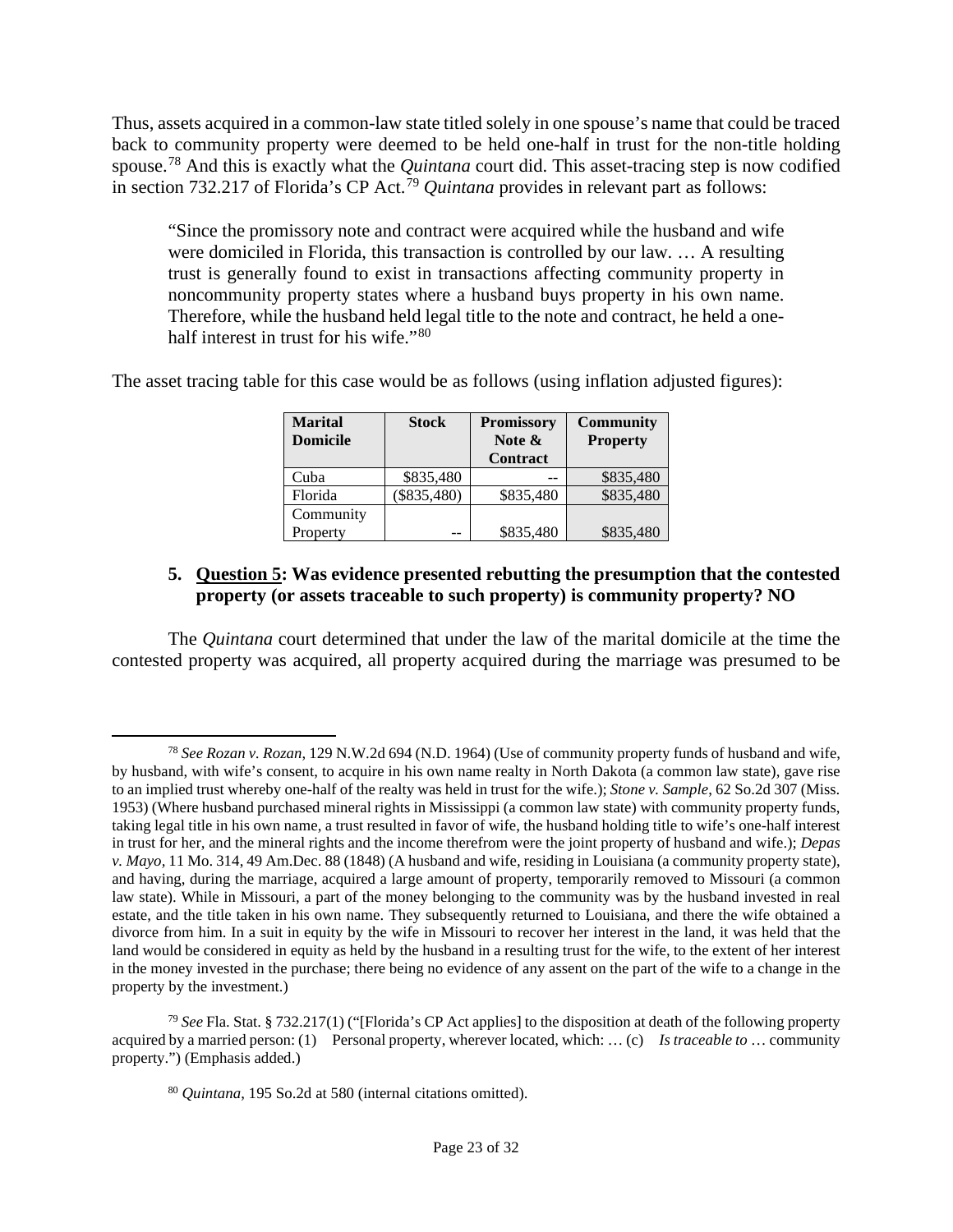Thus, assets acquired in a common-law state titled solely in one spouse's name that could be traced back to community property were deemed to be held one-half in trust for the non-title holding spouse.[78] And this is exactly what the *Quintana* court did. This asset-tracing step is now codified in section 732.217 of Florida's CP Act.[79] *Quintana* provides in relevant part as follows:

> "Since the promissory note and contract were acquired while the husband and wife were domiciled in Florida, this transaction is controlled by our law. … A resulting trust is generally found to exist in transactions affecting community property in noncommunity property states where a husband buys property in his own name. Therefore, while the husband held legal title to the note and contract, he held a one-half interest in trust for his wife."[80]

The asset tracing table for this case would be as follows (using inflation adjusted figures):

| Marital Domicile | Stock | Promissory Note & Contract | Community Property |
|---|---|---|---|
| Cuba | $835,480 | -- | $835,480 |
| Florida | ($835,480) | $835,480 | $835,480 |
| Community Property | -- | $835,480 | $835,480 |

### 5. Question 5: Was evidence presented rebutting the presumption that the contested property (or assets traceable to such property) is community property? NO

The *Quintana* court determined that under the law of the marital domicile at the time the contested property was acquired, all property acquired during the marriage was presumed to be

---

[78] *See Rozan v. Rozan*, 129 N.W.2d 694 (N.D. 1964) (Use of community property funds of husband and wife, by husband, with wife's consent, to acquire in his own name realty in North Dakota (a common law state), gave rise to an implied trust whereby one-half of the realty was held in trust for the wife.); *Stone v. Sample*, 62 So.2d 307 (Miss. 1953) (Where husband purchased mineral rights in Mississippi (a common law state) with community property funds, taking legal title in his own name, a trust resulted in favor of wife, the husband holding title to wife's one-half interest in trust for her, and the mineral rights and the income therefrom were the joint property of husband and wife.); *Depas v. Mayo*, 11 Mo. 314, 49 Am.Dec. 88 (1848) (A husband and wife, residing in Louisiana (a community property state), and having, during the marriage, acquired a large amount of property, temporarily removed to Missouri (a common law state). While in Missouri, a part of the money belonging to the community was by the husband invested in real estate, and the title taken in his own name. They subsequently returned to Louisiana, and there the wife obtained a divorce from him. In a suit in equity by the wife in Missouri to recover her interest in the land, it was held that the land would be considered in equity as held by the husband in a resulting trust for the wife, to the extent of her interest in the money invested in the purchase; there being no evidence of any assent on the part of the wife to a change in the property by the investment.)

[79] *See* Fla. Stat. § 732.217(1) ("[Florida's CP Act applies] to the disposition at death of the following property acquired by a married person: (1) Personal property, wherever located, which: … (c) *Is traceable to* … community property.") (Emphasis added.)

[80] *Quintana*, 195 So.2d at 580 (internal citations omitted).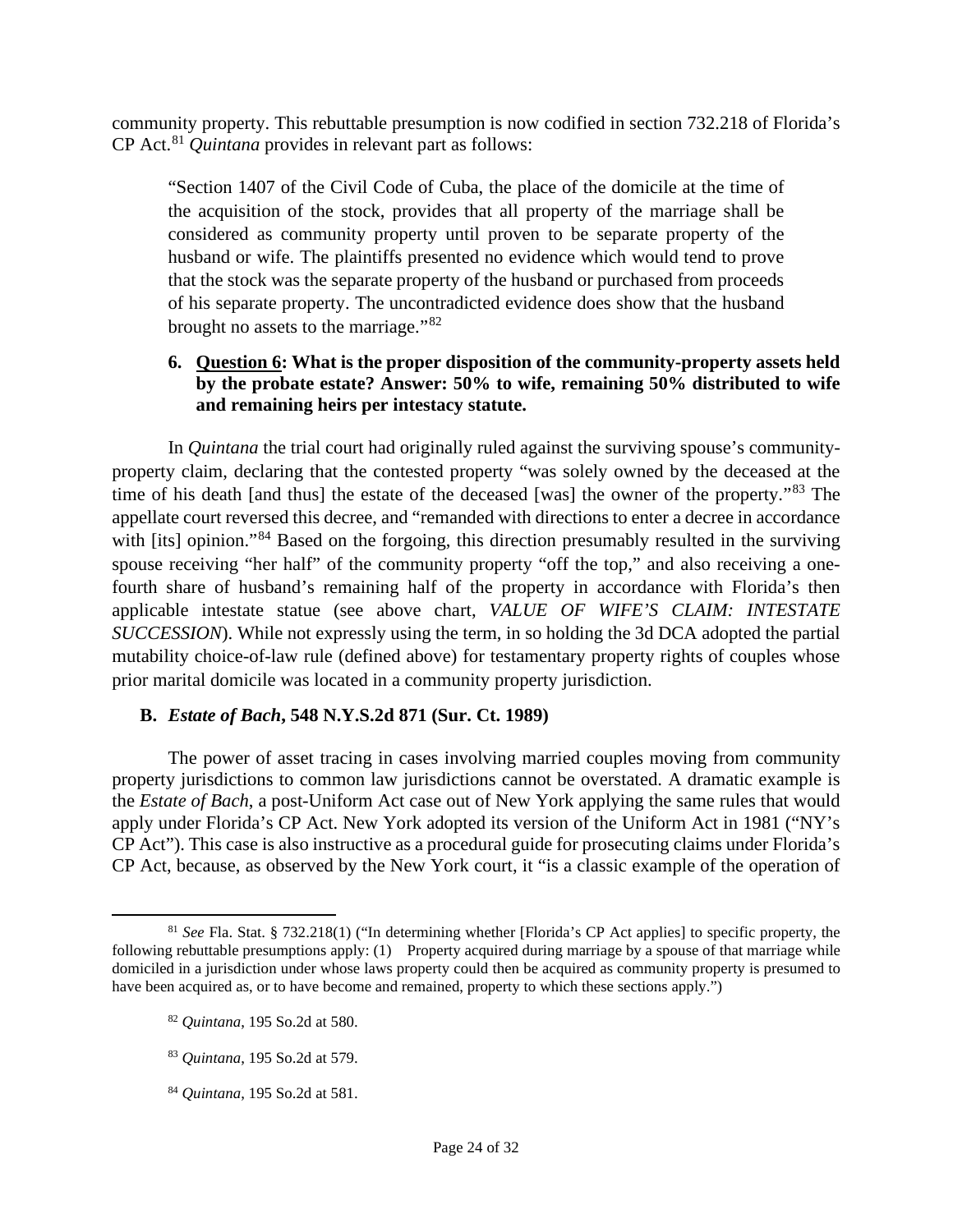community property. This rebuttable presumption is now codified in section 732.218 of Florida's CP Act.[81] *Quintana* provides in relevant part as follows:

> "Section 1407 of the Civil Code of Cuba, the place of the domicile at the time of the acquisition of the stock, provides that all property of the marriage shall be considered as community property until proven to be separate property of the husband or wife. The plaintiffs presented no evidence which would tend to prove that the stock was the separate property of the husband or purchased from proceeds of his separate property. The uncontradicted evidence does show that the husband brought no assets to the marriage."[82]

6. **<u>Question 6</u>: What is the proper disposition of the community-property assets held by the probate estate? Answer: 50% to wife, remaining 50% distributed to wife and remaining heirs per intestacy statute.**

In *Quintana* the trial court had originally ruled against the surviving spouse's community-property claim, declaring that the contested property "was solely owned by the deceased at the time of his death [and thus] the estate of the deceased [was] the owner of the property."[83] The appellate court reversed this decree, and "remanded with directions to enter a decree in accordance with [its] opinion."[84] Based on the forgoing, this direction presumably resulted in the surviving spouse receiving "her half" of the community property "off the top," and also receiving a one-fourth share of husband's remaining half of the property in accordance with Florida's then applicable intestate statue (see above chart, *VALUE OF WIFE'S CLAIM: INTESTATE SUCCESSION*). While not expressly using the term, in so holding the 3d DCA adopted the partial mutability choice-of-law rule (defined above) for testamentary property rights of couples whose prior marital domicile was located in a community property jurisdiction.

**B. *Estate of Bach*, 548 N.Y.S.2d 871 (Sur. Ct. 1989)**

The power of asset tracing in cases involving married couples moving from community property jurisdictions to common law jurisdictions cannot be overstated. A dramatic example is the *Estate of Bach*, a post-Uniform Act case out of New York applying the same rules that would apply under Florida's CP Act. New York adopted its version of the Uniform Act in 1981 ("NY's CP Act"). This case is also instructive as a procedural guide for prosecuting claims under Florida's CP Act, because, as observed by the New York court, it "is a classic example of the operation of

---

[81] *See* Fla. Stat. § 732.218(1) ("In determining whether [Florida's CP Act applies] to specific property, the following rebuttable presumptions apply: (1) Property acquired during marriage by a spouse of that marriage while domiciled in a jurisdiction under whose laws property could then be acquired as community property is presumed to have been acquired as, or to have become and remained, property to which these sections apply.")

[82] *Quintana*, 195 So.2d at 580.

[83] *Quintana*, 195 So.2d at 579.

[84] *Quintana*, 195 So.2d at 581.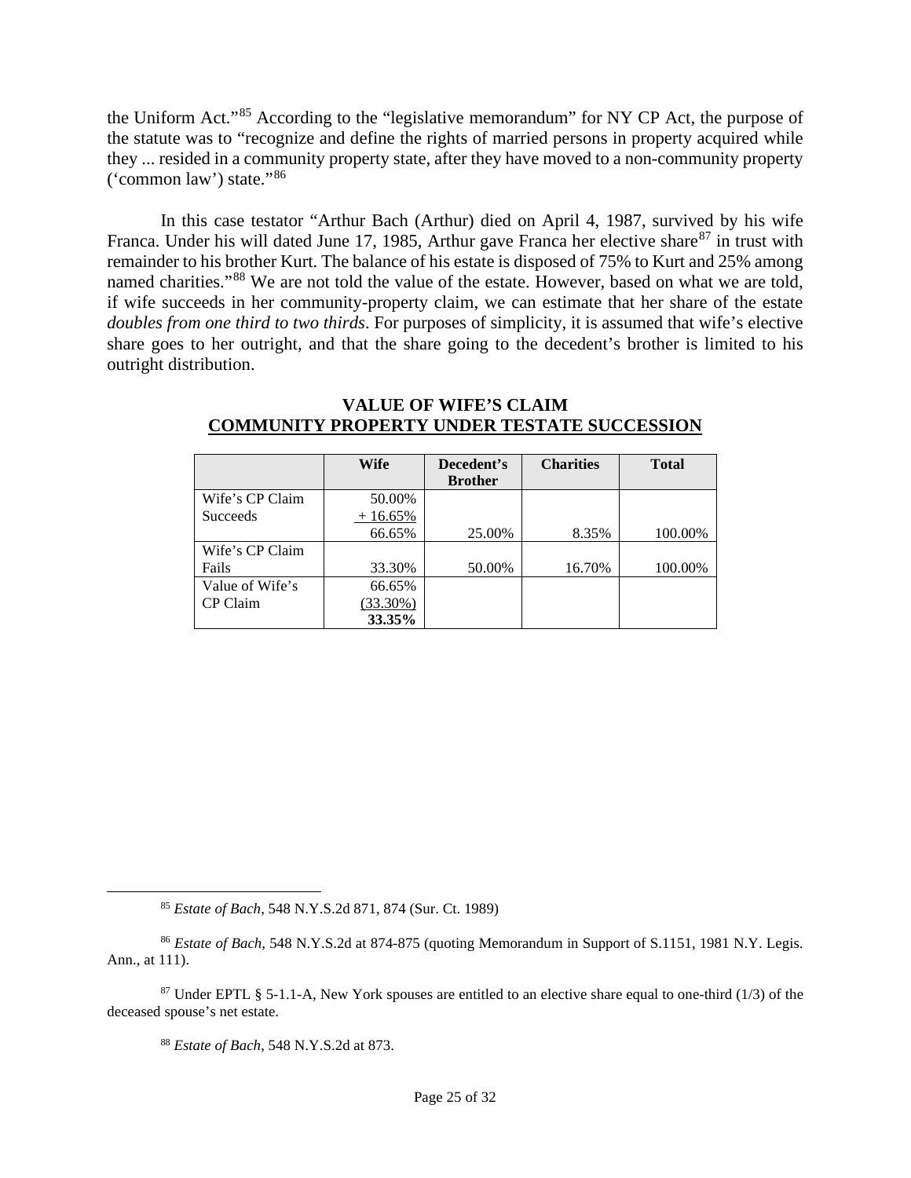the Uniform Act."[85] According to the "legislative memorandum" for NY CP Act, the purpose of the statute was to "recognize and define the rights of married persons in property acquired while they ... resided in a community property state, after they have moved to a non-community property ('common law') state."[86]

In this case testator "Arthur Bach (Arthur) died on April 4, 1987, survived by his wife Franca. Under his will dated June 17, 1985, Arthur gave Franca her elective share[87] in trust with remainder to his brother Kurt. The balance of his estate is disposed of 75% to Kurt and 25% among named charities."[88] We are not told the value of the estate. However, based on what we are told, if wife succeeds in her community-property claim, we can estimate that her share of the estate *doubles from one third to two thirds*. For purposes of simplicity, it is assumed that wife's elective share goes to her outright, and that the share going to the decedent's brother is limited to his outright distribution.

**VALUE OF WIFE'S CLAIM**
**COMMUNITY PROPERTY UNDER TESTATE SUCCESSION**

| | Wife | Decedent's Brother | Charities | Total |
|---|---|---|---|---|
| Wife's CP Claim Succeeds | 50.00%<br>+ 16.65%<br>66.65% | 25.00% | 8.35% | 100.00% |
| Wife's CP Claim Fails | 33.30% | 50.00% | 16.70% | 100.00% |
| Value of Wife's CP Claim | 66.65%<br>(33.30%)<br>**33.35%** | | | |

[85] *Estate of Bach*, 548 N.Y.S.2d 871, 874 (Sur. Ct. 1989)

[86] *Estate of Bach*, 548 N.Y.S.2d at 874-875 (quoting Memorandum in Support of S.1151, 1981 N.Y. Legis. Ann., at 111).

[87] Under EPTL § 5-1.1-A, New York spouses are entitled to an elective share equal to one-third (1/3) of the deceased spouse's net estate.

[88] *Estate of Bach*, 548 N.Y.S.2d at 873.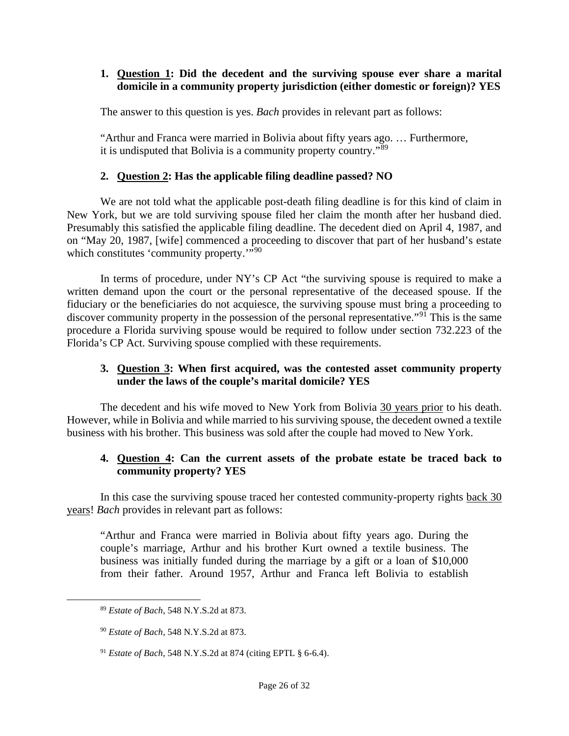1. **<u>Question 1</u>: Did the decedent and the surviving spouse ever share a marital domicile in a community property jurisdiction (either domestic or foreign)? YES**

The answer to this question is yes. *Bach* provides in relevant part as follows:

> "Arthur and Franca were married in Bolivia about fifty years ago. … Furthermore, it is undisputed that Bolivia is a community property country."[89]

2. **<u>Question 2</u>: Has the applicable filing deadline passed? NO**

We are not told what the applicable post-death filing deadline is for this kind of claim in New York, but we are told surviving spouse filed her claim the month after her husband died. Presumably this satisfied the applicable filing deadline. The decedent died on April 4, 1987, and on "May 20, 1987, [wife] commenced a proceeding to discover that part of her husband's estate which constitutes 'community property.'"[90]

In terms of procedure, under NY's CP Act "the surviving spouse is required to make a written demand upon the court or the personal representative of the deceased spouse. If the fiduciary or the beneficiaries do not acquiesce, the surviving spouse must bring a proceeding to discover community property in the possession of the personal representative."[91] This is the same procedure a Florida surviving spouse would be required to follow under section 732.223 of the Florida's CP Act. Surviving spouse complied with these requirements.

3. **<u>Question 3</u>: When first acquired, was the contested asset community property under the laws of the couple's marital domicile? YES**

The decedent and his wife moved to New York from Bolivia <u>30 years prior</u> to his death. However, while in Bolivia and while married to his surviving spouse, the decedent owned a textile business with his brother. This business was sold after the couple had moved to New York.

4. **<u>Question 4</u>: Can the current assets of the probate estate be traced back to community property? YES**

In this case the surviving spouse traced her contested community-property rights <u>back 30 years</u>! *Bach* provides in relevant part as follows:

> "Arthur and Franca were married in Bolivia about fifty years ago. During the couple's marriage, Arthur and his brother Kurt owned a textile business. The business was initially funded during the marriage by a gift or a loan of $10,000 from their father. Around 1957, Arthur and Franca left Bolivia to establish

---

[89] *Estate of Bach*, 548 N.Y.S.2d at 873.

[90] *Estate of Bach*, 548 N.Y.S.2d at 873.

[91] *Estate of Bach*, 548 N.Y.S.2d at 874 (citing EPTL § 6-6.4).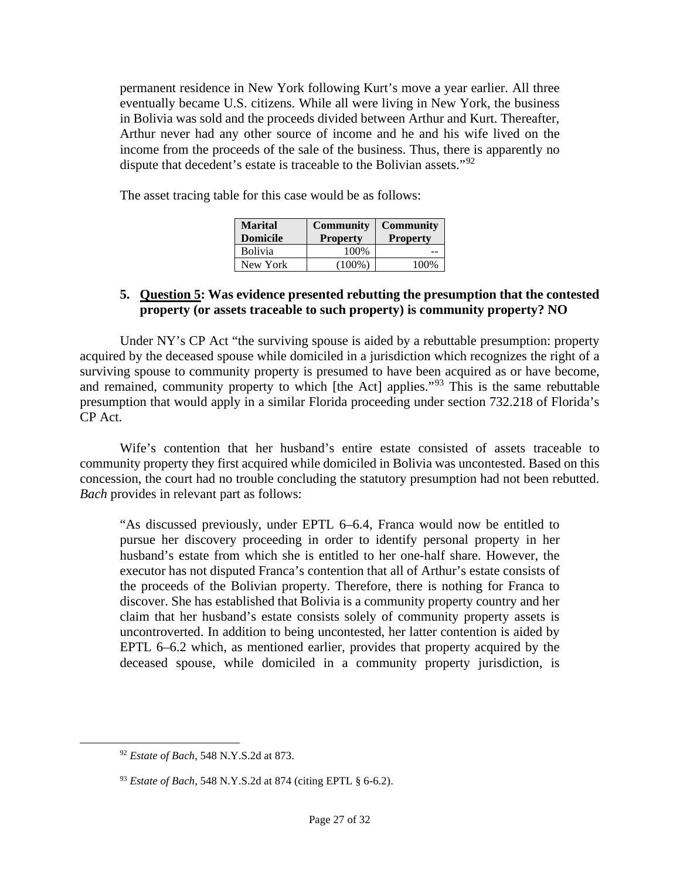permanent residence in New York following Kurt's move a year earlier. All three eventually became U.S. citizens. While all were living in New York, the business in Bolivia was sold and the proceeds divided between Arthur and Kurt. Thereafter, Arthur never had any other source of income and he and his wife lived on the income from the proceeds of the sale of the business. Thus, there is apparently no dispute that decedent's estate is traceable to the Bolivian assets."[92]

The asset tracing table for this case would be as follows:

| Marital Domicile | Community Property | Community Property |
|---|---|---|
| Bolivia | 100% | -- |
| New York | (100%) | 100% |

### 5. <u>Question 5</u>: Was evidence presented rebutting the presumption that the contested property (or assets traceable to such property) is community property? NO

Under NY's CP Act "the surviving spouse is aided by a rebuttable presumption: property acquired by the deceased spouse while domiciled in a jurisdiction which recognizes the right of a surviving spouse to community property is presumed to have been acquired as or have become, and remained, community property to which [the Act] applies."[93] This is the same rebuttable presumption that would apply in a similar Florida proceeding under section 732.218 of Florida's CP Act.

Wife's contention that her husband's entire estate consisted of assets traceable to community property they first acquired while domiciled in Bolivia was uncontested. Based on this concession, the court had no trouble concluding the statutory presumption had not been rebutted. *Bach* provides in relevant part as follows:

> "As discussed previously, under EPTL 6–6.4, Franca would now be entitled to pursue her discovery proceeding in order to identify personal property in her husband's estate from which she is entitled to her one-half share. However, the executor has not disputed Franca's contention that all of Arthur's estate consists of the proceeds of the Bolivian property. Therefore, there is nothing for Franca to discover. She has established that Bolivia is a community property country and her claim that her husband's estate consists solely of community property assets is uncontroverted. In addition to being uncontested, her latter contention is aided by EPTL 6–6.2 which, as mentioned earlier, provides that property acquired by the deceased spouse, while domiciled in a community property jurisdiction, is

---

[92] *Estate of Bach*, 548 N.Y.S.2d at 873.

[93] *Estate of Bach*, 548 N.Y.S.2d at 874 (citing EPTL § 6-6.2).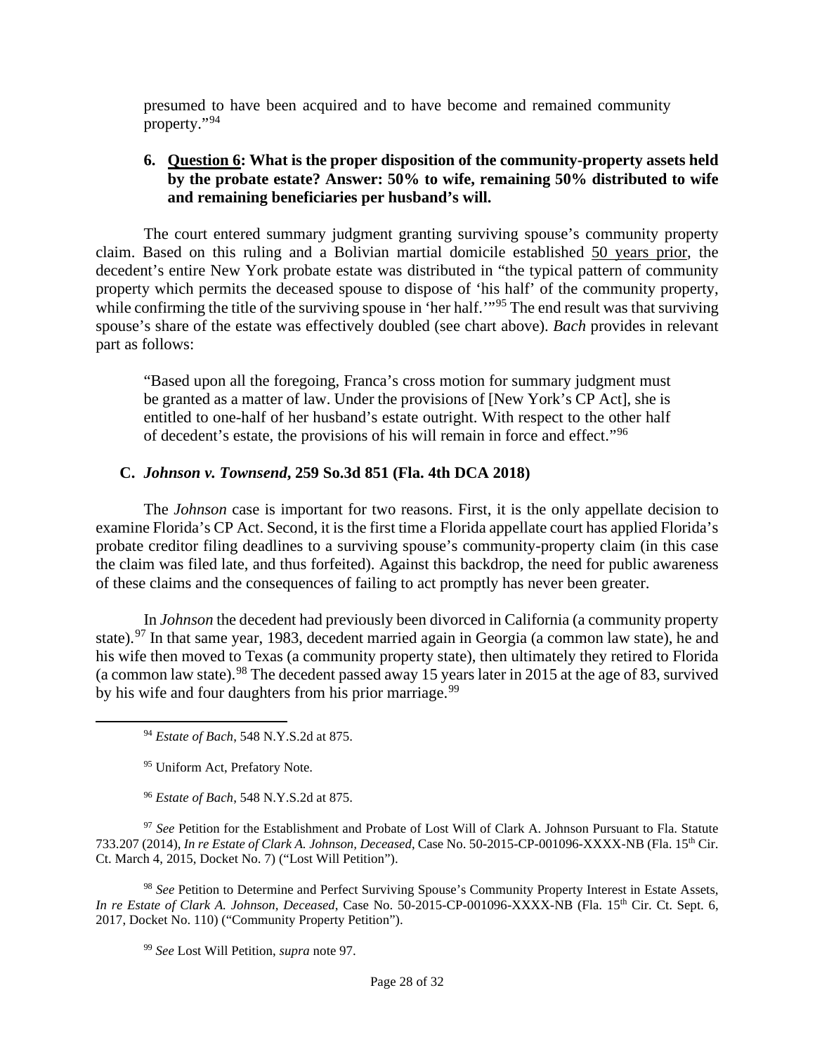presumed to have been acquired and to have become and remained community property."[94]

**6. Question 6: What is the proper disposition of the community-property assets held by the probate estate? Answer: 50% to wife, remaining 50% distributed to wife and remaining beneficiaries per husband's will.**

The court entered summary judgment granting surviving spouse's community property claim. Based on this ruling and a Bolivian martial domicile established 50 years prior, the decedent's entire New York probate estate was distributed in "the typical pattern of community property which permits the deceased spouse to dispose of 'his half' of the community property, while confirming the title of the surviving spouse in 'her half.'"[95] The end result was that surviving spouse's share of the estate was effectively doubled (see chart above). *Bach* provides in relevant part as follows:

> "Based upon all the foregoing, Franca's cross motion for summary judgment must be granted as a matter of law. Under the provisions of [New York's CP Act], she is entitled to one-half of her husband's estate outright. With respect to the other half of decedent's estate, the provisions of his will remain in force and effect."[96]

### C. *Johnson v. Townsend*, 259 So.3d 851 (Fla. 4th DCA 2018)

The *Johnson* case is important for two reasons. First, it is the only appellate decision to examine Florida's CP Act. Second, it is the first time a Florida appellate court has applied Florida's probate creditor filing deadlines to a surviving spouse's community-property claim (in this case the claim was filed late, and thus forfeited). Against this backdrop, the need for public awareness of these claims and the consequences of failing to act promptly has never been greater.

In *Johnson* the decedent had previously been divorced in California (a community property state).[97] In that same year, 1983, decedent married again in Georgia (a common law state), he and his wife then moved to Texas (a community property state), then ultimately they retired to Florida (a common law state).[98] The decedent passed away 15 years later in 2015 at the age of 83, survived by his wife and four daughters from his prior marriage.[99]

---

[94] *Estate of Bach*, 548 N.Y.S.2d at 875.

[95] Uniform Act, Prefatory Note.

[96] *Estate of Bach*, 548 N.Y.S.2d at 875.

[97] *See* Petition for the Establishment and Probate of Lost Will of Clark A. Johnson Pursuant to Fla. Statute 733.207 (2014), *In re Estate of Clark A. Johnson, Deceased*, Case No. 50-2015-CP-001096-XXXX-NB (Fla. 15th Cir. Ct. March 4, 2015, Docket No. 7) ("Lost Will Petition").

[98] *See* Petition to Determine and Perfect Surviving Spouse's Community Property Interest in Estate Assets, *In re Estate of Clark A. Johnson, Deceased*, Case No. 50-2015-CP-001096-XXXX-NB (Fla. 15th Cir. Ct. Sept. 6, 2017, Docket No. 110) ("Community Property Petition").

[99] *See* Lost Will Petition, *supra* note 97.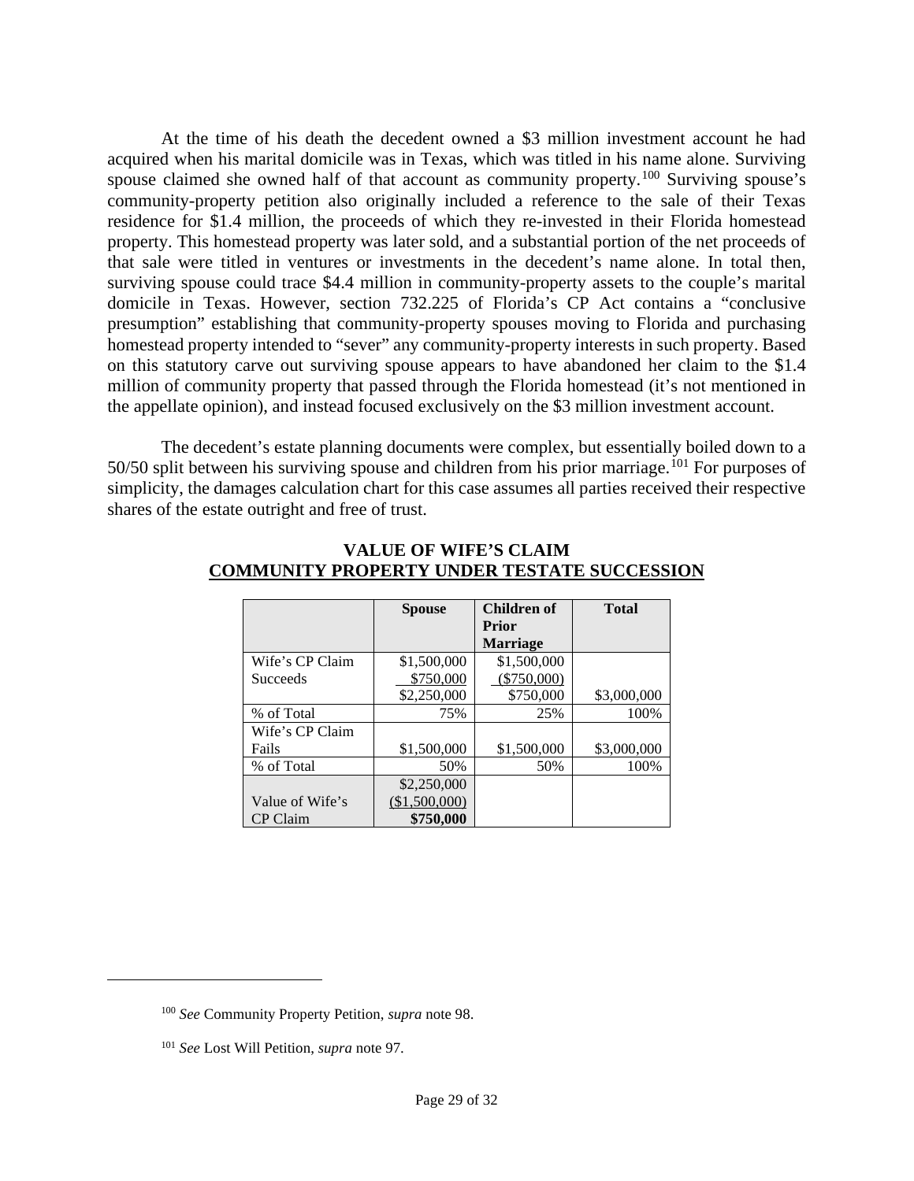At the time of his death the decedent owned a $3 million investment account he had acquired when his marital domicile was in Texas, which was titled in his name alone. Surviving spouse claimed she owned half of that account as community property.[100] Surviving spouse's community-property petition also originally included a reference to the sale of their Texas residence for $1.4 million, the proceeds of which they re-invested in their Florida homestead property. This homestead property was later sold, and a substantial portion of the net proceeds of that sale were titled in ventures or investments in the decedent's name alone. In total then, surviving spouse could trace $4.4 million in community-property assets to the couple's marital domicile in Texas. However, section 732.225 of Florida's CP Act contains a "conclusive presumption" establishing that community-property spouses moving to Florida and purchasing homestead property intended to "sever" any community-property interests in such property. Based on this statutory carve out surviving spouse appears to have abandoned her claim to the $1.4 million of community property that passed through the Florida homestead (it's not mentioned in the appellate opinion), and instead focused exclusively on the $3 million investment account.

The decedent's estate planning documents were complex, but essentially boiled down to a 50/50 split between his surviving spouse and children from his prior marriage.[101] For purposes of simplicity, the damages calculation chart for this case assumes all parties received their respective shares of the estate outright and free of trust.

**VALUE OF WIFE'S CLAIM**
**COMMUNITY PROPERTY UNDER TESTATE SUCCESSION**

| | Spouse | Children of Prior Marriage | Total |
|---|---|---|---|
| Wife's CP Claim Succeeds | $1,500,000<br>$750,000<br>$2,250,000 | $1,500,000<br>($750,000)<br>$750,000 | $3,000,000 |
| % of Total | 75% | 25% | 100% |
| Wife's CP Claim Fails | $1,500,000 | $1,500,000 | $3,000,000 |
| % of Total | 50% | 50% | 100% |
| Value of Wife's CP Claim | $2,250,000<br>($1,500,000)<br>**$750,000** | | |

[100] *See* Community Property Petition, *supra* note 98.

[101] *See* Lost Will Petition, *supra* note 97.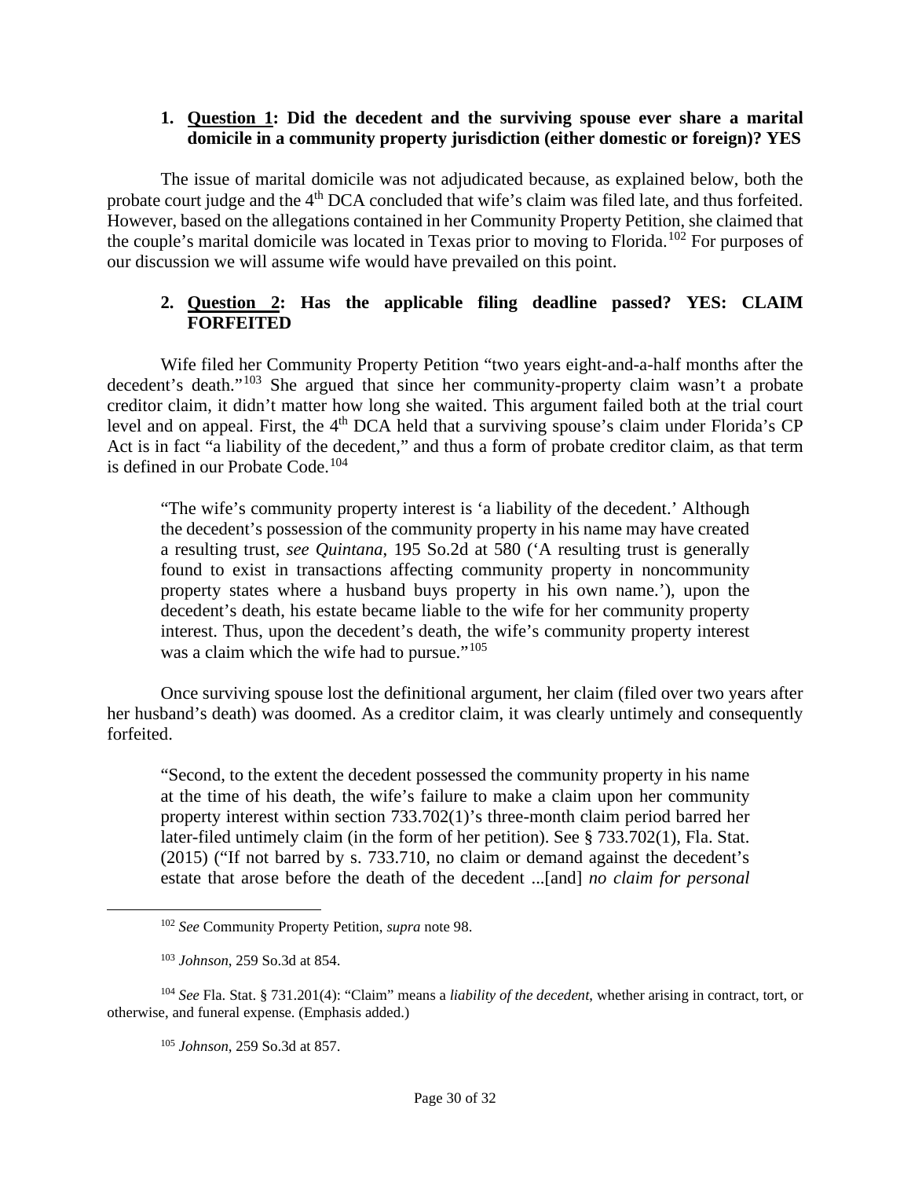1. **Question 1: Did the decedent and the surviving spouse ever share a marital domicile in a community property jurisdiction (either domestic or foreign)? YES**

The issue of marital domicile was not adjudicated because, as explained below, both the probate court judge and the 4th DCA concluded that wife's claim was filed late, and thus forfeited. However, based on the allegations contained in her Community Property Petition, she claimed that the couple's marital domicile was located in Texas prior to moving to Florida.[102] For purposes of our discussion we will assume wife would have prevailed on this point.

2. **Question 2: Has the applicable filing deadline passed? YES: CLAIM FORFEITED**

Wife filed her Community Property Petition "two years eight-and-a-half months after the decedent's death."[103] She argued that since her community-property claim wasn't a probate creditor claim, it didn't matter how long she waited. This argument failed both at the trial court level and on appeal. First, the 4th DCA held that a surviving spouse's claim under Florida's CP Act is in fact "a liability of the decedent," and thus a form of probate creditor claim, as that term is defined in our Probate Code.[104]

> "The wife's community property interest is 'a liability of the decedent.' Although the decedent's possession of the community property in his name may have created a resulting trust, *see Quintana*, 195 So.2d at 580 ('A resulting trust is generally found to exist in transactions affecting community property in noncommunity property states where a husband buys property in his own name.'), upon the decedent's death, his estate became liable to the wife for her community property interest. Thus, upon the decedent's death, the wife's community property interest was a claim which the wife had to pursue."[105]

Once surviving spouse lost the definitional argument, her claim (filed over two years after her husband's death) was doomed. As a creditor claim, it was clearly untimely and consequently forfeited.

> "Second, to the extent the decedent possessed the community property in his name at the time of his death, the wife's failure to make a claim upon her community property interest within section 733.702(1)'s three-month claim period barred her later-filed untimely claim (in the form of her petition). See § 733.702(1), Fla. Stat. (2015) ("If not barred by s. 733.710, no claim or demand against the decedent's estate that arose before the death of the decedent ...[and] *no claim for personal*

---

[102] *See* Community Property Petition, *supra* note 98.

[103] *Johnson*, 259 So.3d at 854.

[104] *See* Fla. Stat. § 731.201(4): "Claim" means a *liability of the decedent*, whether arising in contract, tort, or otherwise, and funeral expense. (Emphasis added.)

[105] *Johnson*, 259 So.3d at 857.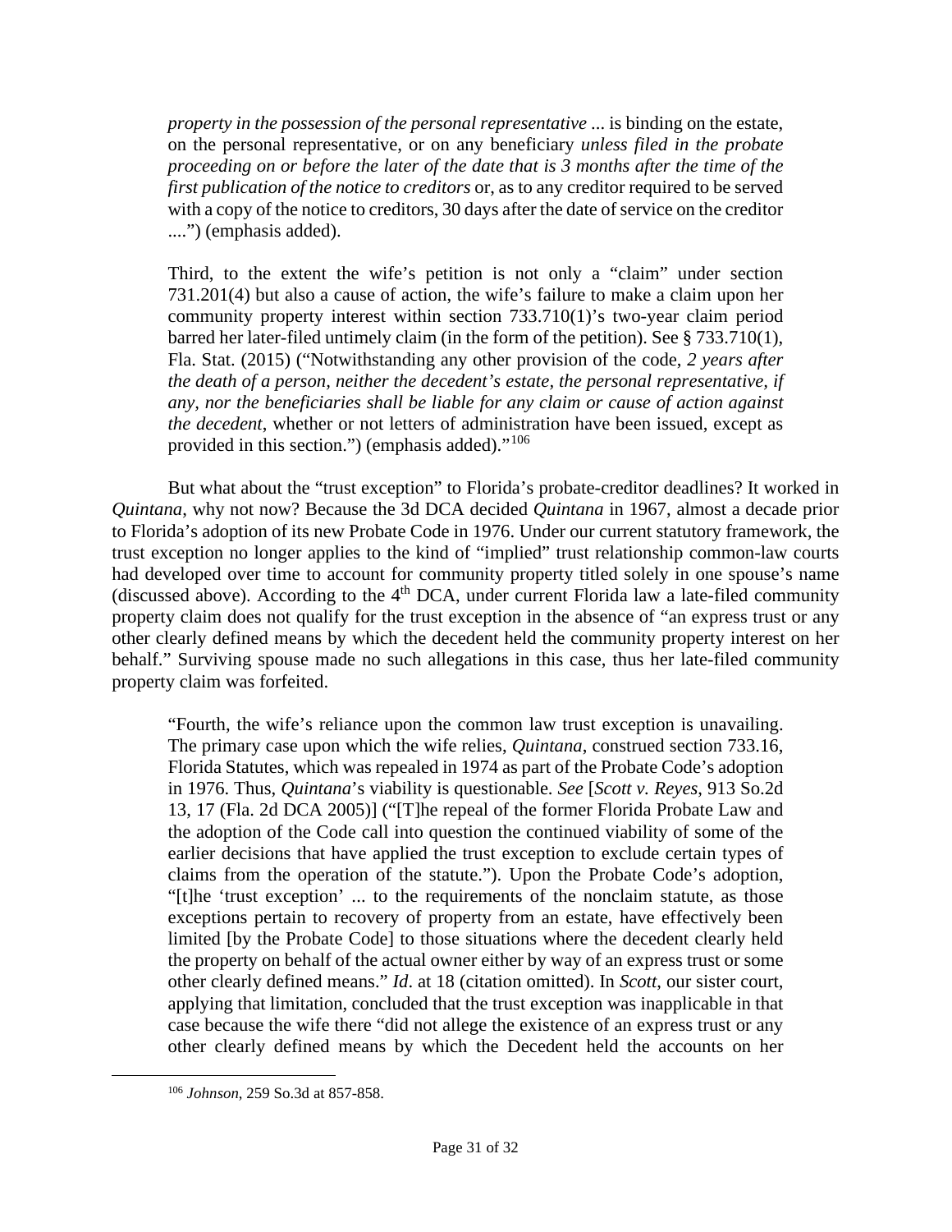*property in the possession of the personal representative* ... is binding on the estate, on the personal representative, or on any beneficiary *unless filed in the probate proceeding on or before the later of the date that is 3 months after the time of the first publication of the notice to creditors* or, as to any creditor required to be served with a copy of the notice to creditors, 30 days after the date of service on the creditor ....") (emphasis added).

> Third, to the extent the wife's petition is not only a "claim" under section 731.201(4) but also a cause of action, the wife's failure to make a claim upon her community property interest within section 733.710(1)'s two-year claim period barred her later-filed untimely claim (in the form of the petition). See § 733.710(1), Fla. Stat. (2015) ("Notwithstanding any other provision of the code, *2 years after the death of a person, neither the decedent's estate, the personal representative, if any, nor the beneficiaries shall be liable for any claim or cause of action against the decedent*, whether or not letters of administration have been issued, except as provided in this section.") (emphasis added)."[106]

But what about the "trust exception" to Florida's probate-creditor deadlines? It worked in *Quintana*, why not now? Because the 3d DCA decided *Quintana* in 1967, almost a decade prior to Florida's adoption of its new Probate Code in 1976. Under our current statutory framework, the trust exception no longer applies to the kind of "implied" trust relationship common-law courts had developed over time to account for community property titled solely in one spouse's name (discussed above). According to the 4th DCA, under current Florida law a late-filed community property claim does not qualify for the trust exception in the absence of "an express trust or any other clearly defined means by which the decedent held the community property interest on her behalf." Surviving spouse made no such allegations in this case, thus her late-filed community property claim was forfeited.

> "Fourth, the wife's reliance upon the common law trust exception is unavailing. The primary case upon which the wife relies, *Quintana*, construed section 733.16, Florida Statutes, which was repealed in 1974 as part of the Probate Code's adoption in 1976. Thus, *Quintana*'s viability is questionable. *See* [*Scott v. Reyes*, 913 So.2d 13, 17 (Fla. 2d DCA 2005)] ("[T]he repeal of the former Florida Probate Law and the adoption of the Code call into question the continued viability of some of the earlier decisions that have applied the trust exception to exclude certain types of claims from the operation of the statute."). Upon the Probate Code's adoption, "[t]he 'trust exception' ... to the requirements of the nonclaim statute, as those exceptions pertain to recovery of property from an estate, have effectively been limited [by the Probate Code] to those situations where the decedent clearly held the property on behalf of the actual owner either by way of an express trust or some other clearly defined means." *Id*. at 18 (citation omitted). In *Scott*, our sister court, applying that limitation, concluded that the trust exception was inapplicable in that case because the wife there "did not allege the existence of an express trust or any other clearly defined means by which the Decedent held the accounts on her

---

[106] *Johnson*, 259 So.3d at 857-858.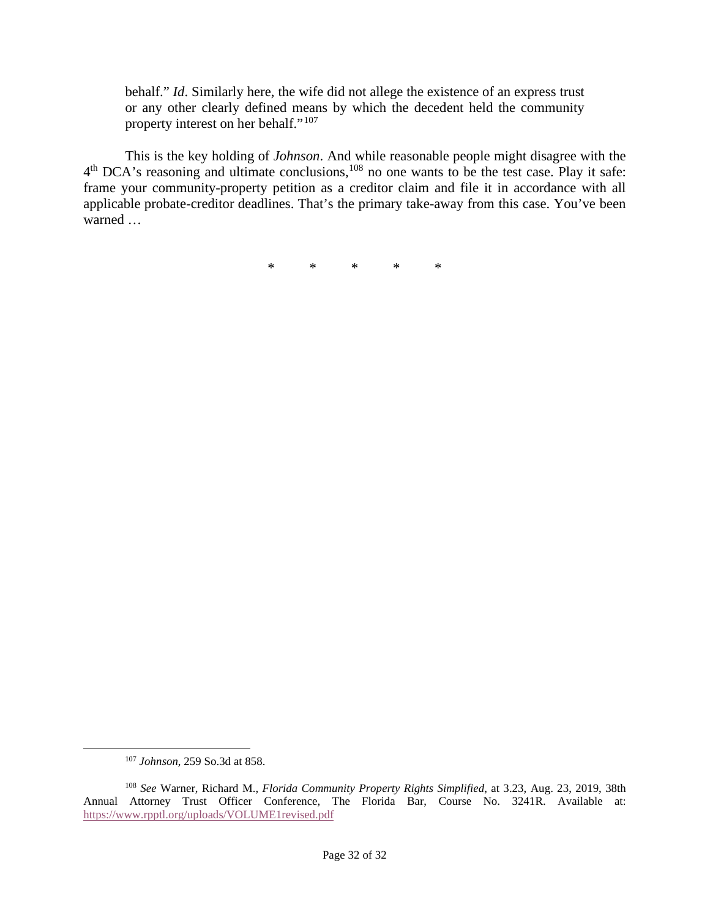> behalf." *Id*. Similarly here, the wife did not allege the existence of an express trust or any other clearly defined means by which the decedent held the community property interest on her behalf."[107]

This is the key holding of *Johnson*. And while reasonable people might disagree with the 4th DCA's reasoning and ultimate conclusions,[108] no one wants to be the test case. Play it safe: frame your community-property petition as a creditor claim and file it in accordance with all applicable probate-creditor deadlines. That's the primary take-away from this case. You've been warned …

\* \* \* \* \*

---

[107] *Johnson*, 259 So.3d at 858.

[108] *See* Warner, Richard M., *Florida Community Property Rights Simplified*, at 3.23, Aug. 23, 2019, 38th Annual Attorney Trust Officer Conference, The Florida Bar, Course No. 3241R. Available at: https://www.rpptl.org/uploads/VOLUME1revised.pdf